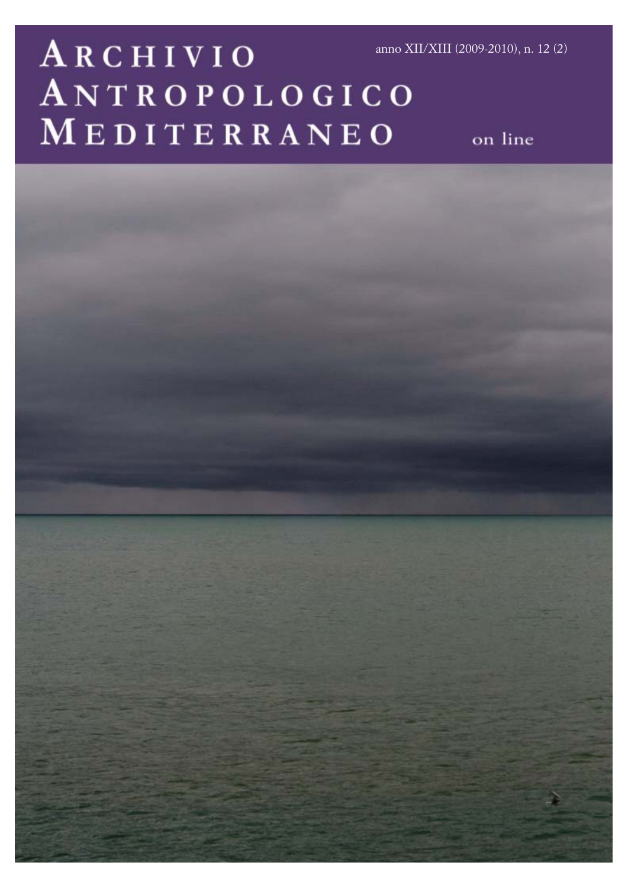# Archivio Antropologico Mediterraneo

anno XII/XIII (2009-2010), n. 12 (2)

on line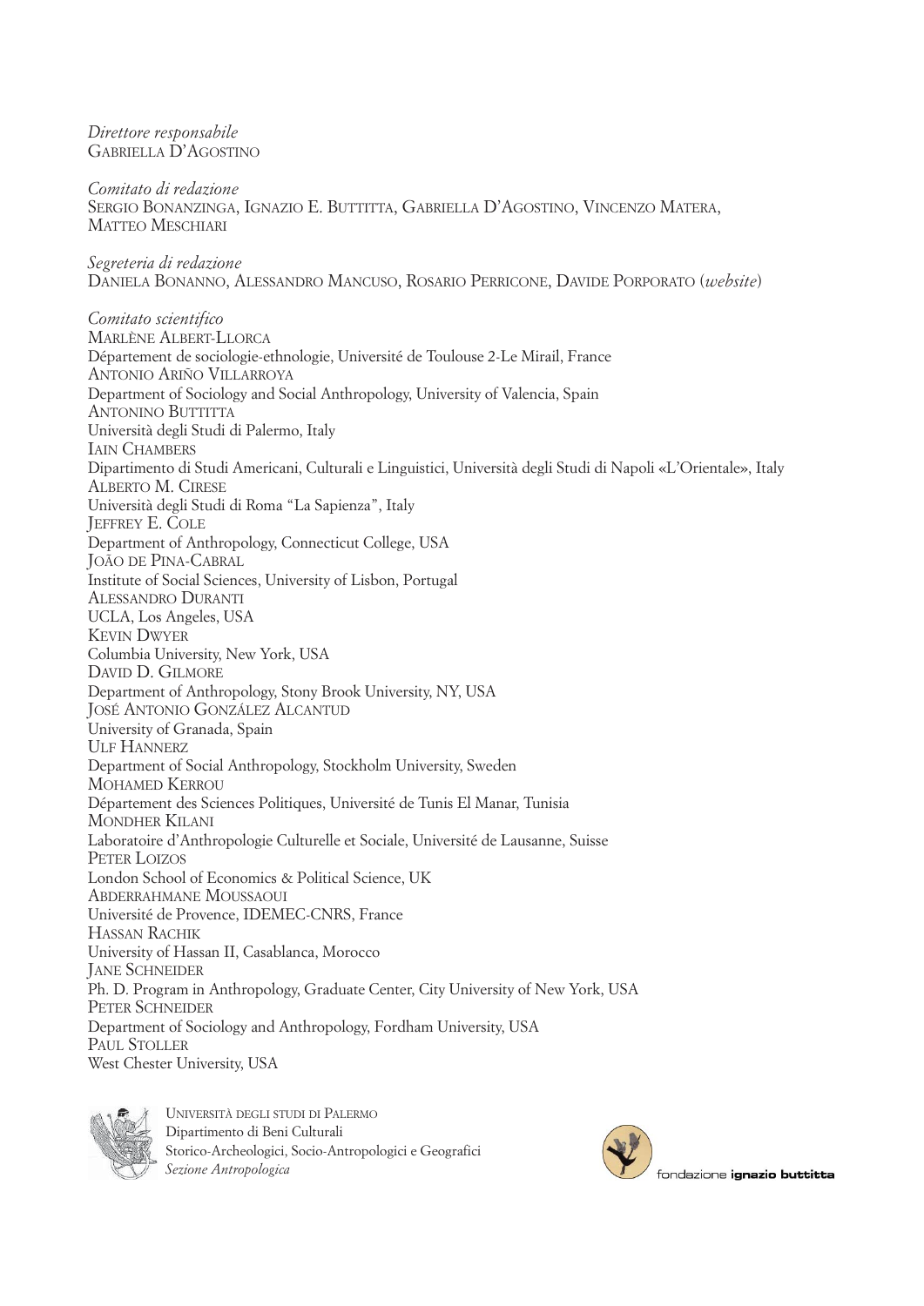*Direttore responsabile*
GABRIELLA D'AGOSTINO

*Comitato di redazione*
SERGIO BONANZINGA, IGNAZIO E. BUTTITTA, GABRIELLA D'AGOSTINO, VINCENZO MATERA, MATTEO MESCHIARI

*Segreteria di redazione*
DANIELA BONANNO, ALESSANDRO MANCUSO, ROSARIO PERRICONE, DAVIDE PORPORATO (*website*)

*Comitato scientifico*
MARLÈNE ALBERT-LLORCA
Département de sociologie-ethnologie, Université de Toulouse 2-Le Mirail, France
ANTONIO ARIÑO VILLARROYA
Department of Sociology and Social Anthropology, University of Valencia, Spain
ANTONINO BUTTITTA
Università degli Studi di Palermo, Italy
IAIN CHAMBERS
Dipartimento di Studi Americani, Culturali e Linguistici, Università degli Studi di Napoli «L'Orientale», Italy
ALBERTO M. CIRESE
Università degli Studi di Roma "La Sapienza", Italy
JEFFREY E. COLE
Department of Anthropology, Connecticut College, USA
JOÃO DE PINA-CABRAL
Institute of Social Sciences, University of Lisbon, Portugal
ALESSANDRO DURANTI
UCLA, Los Angeles, USA
KEVIN DWYER
Columbia University, New York, USA
DAVID D. GILMORE
Department of Anthropology, Stony Brook University, NY, USA
JOSÉ ANTONIO GONZÁLEZ ALCANTUD
University of Granada, Spain
ULF HANNERZ
Department of Social Anthropology, Stockholm University, Sweden
MOHAMED KERROU
Département des Sciences Politiques, Université de Tunis El Manar, Tunisia
MONDHER KILANI
Laboratoire d'Anthropologie Culturelle et Sociale, Université de Lausanne, Suisse
PETER LOIZOS
London School of Economics & Political Science, UK
ABDERRAHMANE MOUSSAOUI
Université de Provence, IDEMEC-CNRS, France
HASSAN RACHIK
University of Hassan II, Casablanca, Morocco
JANE SCHNEIDER
Ph. D. Program in Anthropology, Graduate Center, City University of New York, USA
PETER SCHNEIDER
Department of Sociology and Anthropology, Fordham University, USA
PAUL STOLLER
West Chester University, USA

UNIVERSITÀ DEGLI STUDI DI PALERMO
Dipartimento di Beni Culturali
Storico-Archeologici, Socio-Antropologici e Geografici
*Sezione Antropologica*

fondazione **ignazio buttitta**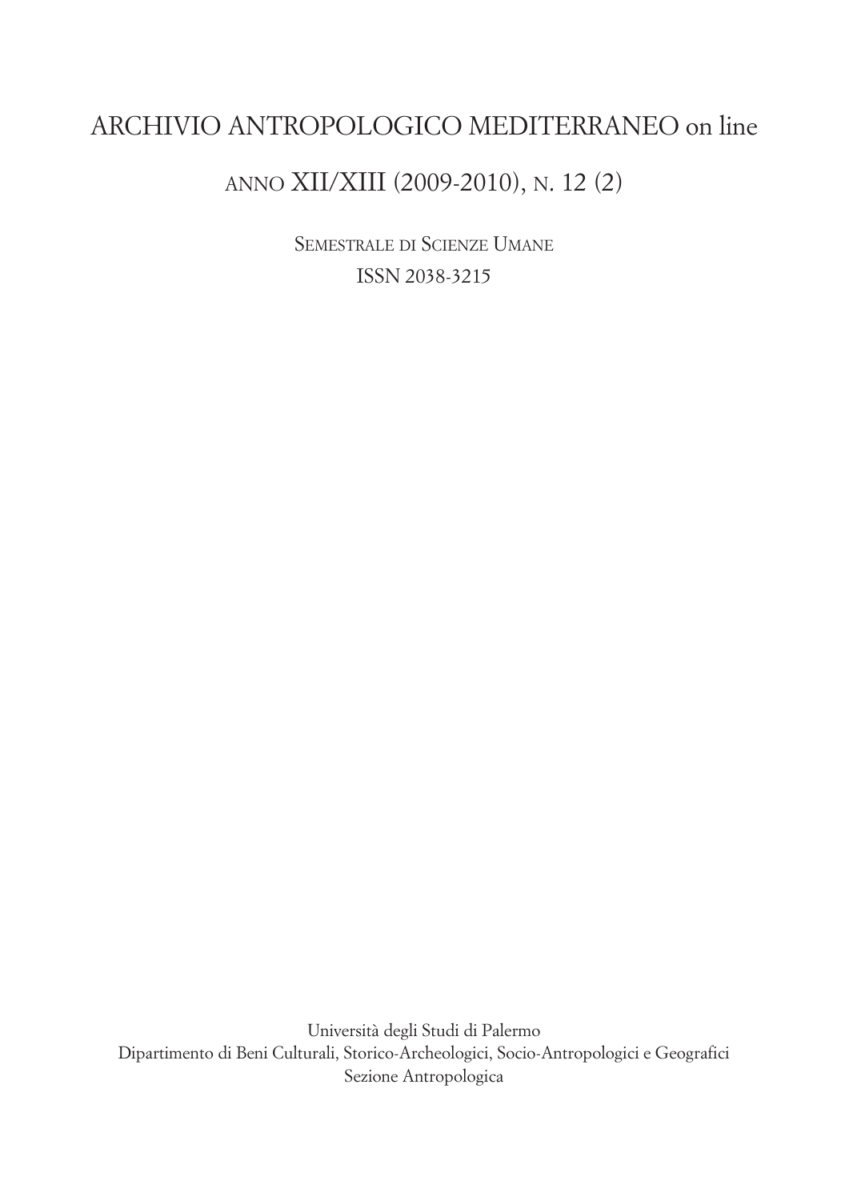# ARCHIVIO ANTROPOLOGICO MEDITERRANEO on line

## ANNO XII/XIII (2009-2010), N. 12 (2)

SEMESTRALE DI SCIENZE UMANE

ISSN 2038-3215

Università degli Studi di Palermo

Dipartimento di Beni Culturali, Storico-Archeologici, Socio-Antropologici e Geografici

Sezione Antropologica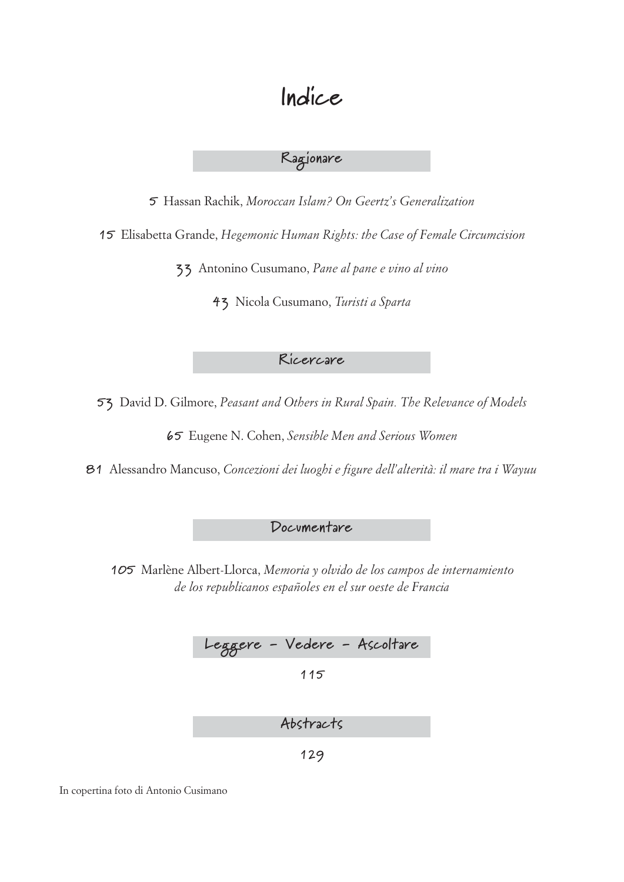# Indice

## Ragionare

5 Hassan Rachik, *Moroccan Islam? On Geertz's Generalization*

15 Elisabetta Grande, *Hegemonic Human Rights: the Case of Female Circumcision*

33 Antonino Cusumano, *Pane al pane e vino al vino*

43 Nicola Cusumano, *Turisti a Sparta*

## Ricercare

53 David D. Gilmore, *Peasant and Others in Rural Spain. The Relevance of Models*

65 Eugene N. Cohen, *Sensible Men and Serious Women*

81 Alessandro Mancuso, *Concezioni dei luoghi e figure dell'alterità: il mare tra i Wayuu*

## Documentare

105 Marlène Albert-Llorca, *Memoria y olvido de los campos de internamiento de los republicanos españoles en el sur oeste de Francia*

## Leggere - Vedere - Ascoltare

115

## Abstracts

129

In copertina foto di Antonio Cusimano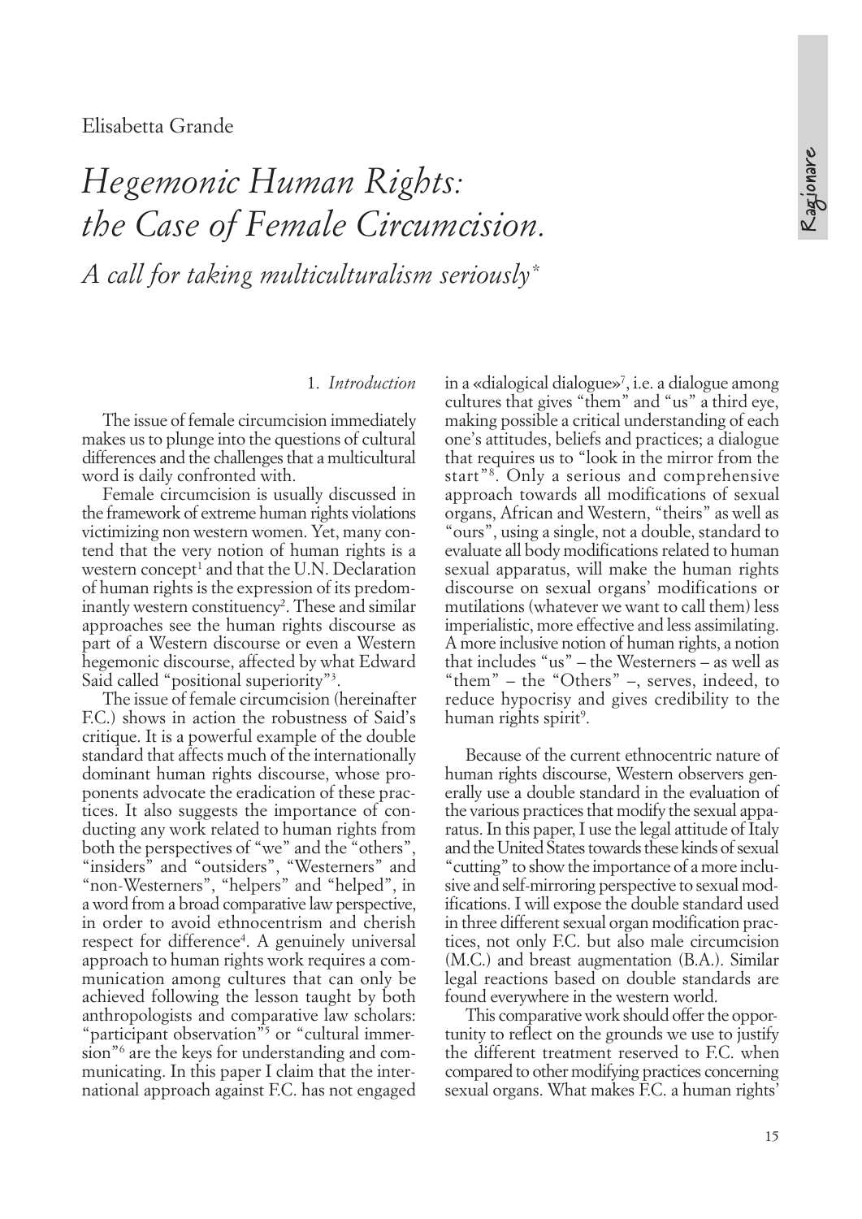Elisabetta Grande

# *Hegemonic Human Rights: the Case of Female Circumcision.*

## *A call for taking multiculturalism seriously\**

### 1. *Introduction*

The issue of female circumcision immediately makes us to plunge into the questions of cultural differences and the challenges that a multicultural word is daily confronted with.

Female circumcision is usually discussed in the framework of extreme human rights violations victimizing non western women. Yet, many contend that the very notion of human rights is a western concept[1] and that the U.N. Declaration of human rights is the expression of its predominantly western constituency[2]. These and similar approaches see the human rights discourse as part of a Western discourse or even a Western hegemonic discourse, affected by what Edward Said called "positional superiority"[3].

The issue of female circumcision (hereinafter F.C.) shows in action the robustness of Said's critique. It is a powerful example of the double standard that affects much of the internationally dominant human rights discourse, whose proponents advocate the eradication of these practices. It also suggests the importance of conducting any work related to human rights from both the perspectives of "we" and the "others", "insiders" and "outsiders", "Westerners" and "non-Westerners", "helpers" and "helped", in a word from a broad comparative law perspective, in order to avoid ethnocentrism and cherish respect for difference[4]. A genuinely universal approach to human rights work requires a communication among cultures that can only be achieved following the lesson taught by both anthropologists and comparative law scholars: "participant observation"[5] or "cultural immersion"[6] are the keys for understanding and communicating. In this paper I claim that the international approach against F.C. has not engaged in a «dialogical dialogue»[7], i.e. a dialogue among cultures that gives "them" and "us" a third eye, making possible a critical understanding of each one's attitudes, beliefs and practices; a dialogue that requires us to "look in the mirror from the start"[8]. Only a serious and comprehensive approach towards all modifications of sexual organs, African and Western, "theirs" as well as "ours", using a single, not a double, standard to evaluate all body modifications related to human sexual apparatus, will make the human rights discourse on sexual organs' modifications or mutilations (whatever we want to call them) less imperialistic, more effective and less assimilating. A more inclusive notion of human rights, a notion that includes "us" – the Westerners – as well as "them" – the "Others" –, serves, indeed, to reduce hypocrisy and gives credibility to the human rights spirit[9].

Because of the current ethnocentric nature of human rights discourse, Western observers generally use a double standard in the evaluation of the various practices that modify the sexual apparatus. In this paper, I use the legal attitude of Italy and the United States towards these kinds of sexual "cutting" to show the importance of a more inclusive and self-mirroring perspective to sexual modifications. I will expose the double standard used in three different sexual organ modification practices, not only F.C. but also male circumcision (M.C.) and breast augmentation (B.A.). Similar legal reactions based on double standards are found everywhere in the western world.

This comparative work should offer the opportunity to reflect on the grounds we use to justify the different treatment reserved to F.C. when compared to other modifying practices concerning sexual organs. What makes F.C. a human rights'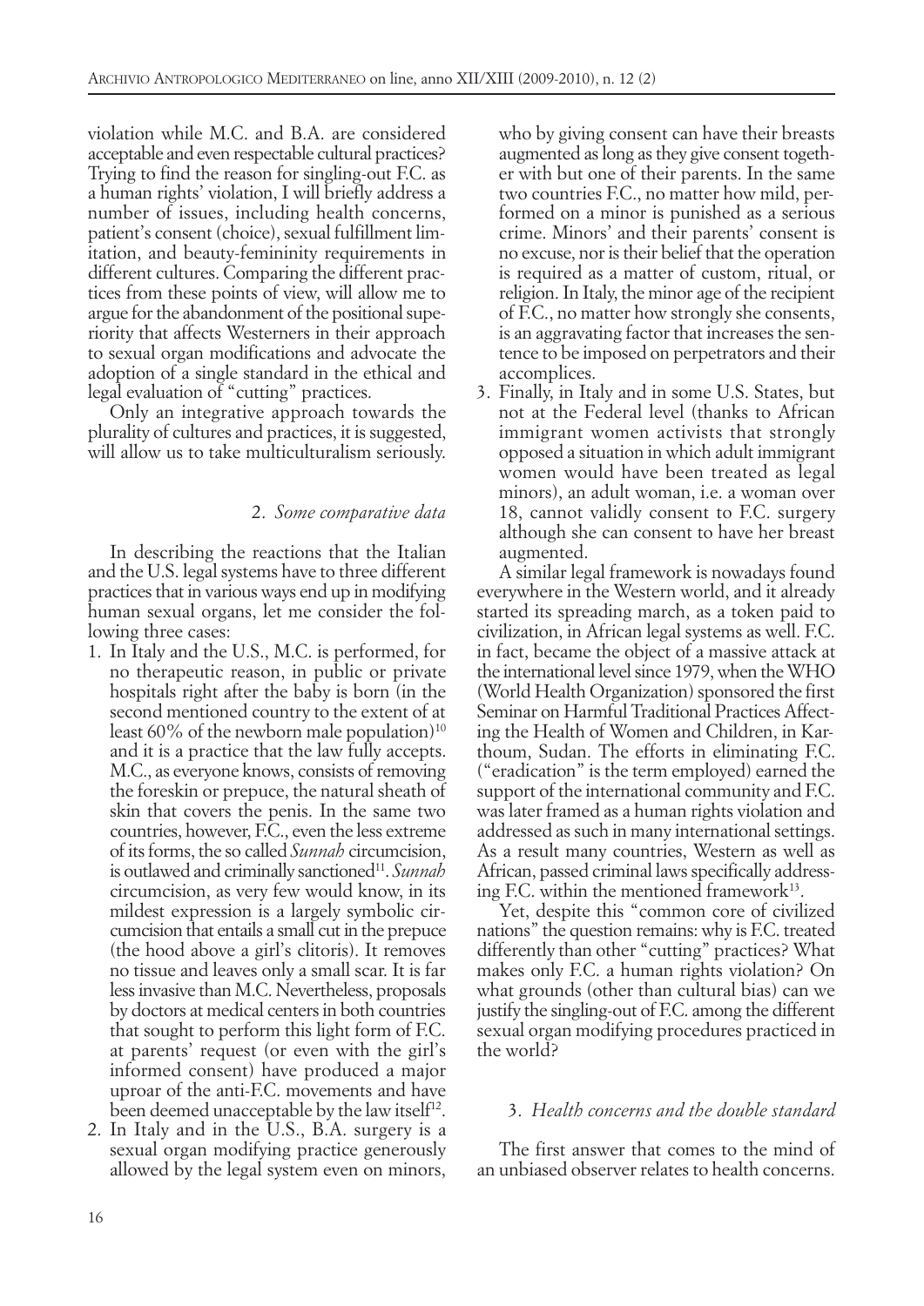violation while M.C. and B.A. are considered acceptable and even respectable cultural practices? Trying to find the reason for singling-out F.C. as a human rights' violation, I will briefly address a number of issues, including health concerns, patient's consent (choice), sexual fulfillment limitation, and beauty-femininity requirements in different cultures. Comparing the different practices from these points of view, will allow me to argue for the abandonment of the positional superiority that affects Westerners in their approach to sexual organ modifications and advocate the adoption of a single standard in the ethical and legal evaluation of "cutting" practices.

Only an integrative approach towards the plurality of cultures and practices, it is suggested, will allow us to take multiculturalism seriously.

## 2. *Some comparative data*

In describing the reactions that the Italian and the U.S. legal systems have to three different practices that in various ways end up in modifying human sexual organs, let me consider the following three cases:

1. In Italy and the U.S., M.C. is performed, for no therapeutic reason, in public or private hospitals right after the baby is born (in the second mentioned country to the extent of at least 60% of the newborn male population)[10] and it is a practice that the law fully accepts. M.C., as everyone knows, consists of removing the foreskin or prepuce, the natural sheath of skin that covers the penis. In the same two countries, however, F.C., even the less extreme of its forms, the so called *Sunnah* circumcision, is outlawed and criminally sanctioned[11]. *Sunnah* circumcision, as very few would know, in its mildest expression is a largely symbolic circumcision that entails a small cut in the prepuce (the hood above a girl's clitoris). It removes no tissue and leaves only a small scar. It is far less invasive than M.C. Nevertheless, proposals by doctors at medical centers in both countries that sought to perform this light form of F.C. at parents' request (or even with the girl's informed consent) have produced a major uproar of the anti-F.C. movements and have been deemed unacceptable by the law itself[12].
2. In Italy and in the U.S., B.A. surgery is a sexual organ modifying practice generously allowed by the legal system even on minors, who by giving consent can have their breasts augmented as long as they give consent together with but one of their parents. In the same two countries F.C., no matter how mild, performed on a minor is punished as a serious crime. Minors' and their parents' consent is no excuse, nor is their belief that the operation is required as a matter of custom, ritual, or religion. In Italy, the minor age of the recipient of F.C., no matter how strongly she consents, is an aggravating factor that increases the sentence to be imposed on perpetrators and their accomplices.
3. Finally, in Italy and in some U.S. States, but not at the Federal level (thanks to African immigrant women activists that strongly opposed a situation in which adult immigrant women would have been treated as legal minors), an adult woman, i.e. a woman over 18, cannot validly consent to F.C. surgery although she can consent to have her breast augmented.

A similar legal framework is nowadays found everywhere in the Western world, and it already started its spreading march, as a token paid to civilization, in African legal systems as well. F.C. in fact, became the object of a massive attack at the international level since 1979, when the WHO (World Health Organization) sponsored the first Seminar on Harmful Traditional Practices Affecting the Health of Women and Children, in Karthoum, Sudan. The efforts in eliminating F.C. ("eradication" is the term employed) earned the support of the international community and F.C. was later framed as a human rights violation and addressed as such in many international settings. As a result many countries, Western as well as African, passed criminal laws specifically addressing F.C. within the mentioned framework[13].

Yet, despite this "common core of civilized nations" the question remains: why is F.C. treated differently than other "cutting" practices? What makes only F.C. a human rights violation? On what grounds (other than cultural bias) can we justify the singling-out of F.C. among the different sexual organ modifying procedures practiced in the world?

## 3. *Health concerns and the double standard*

The first answer that comes to the mind of an unbiased observer relates to health concerns.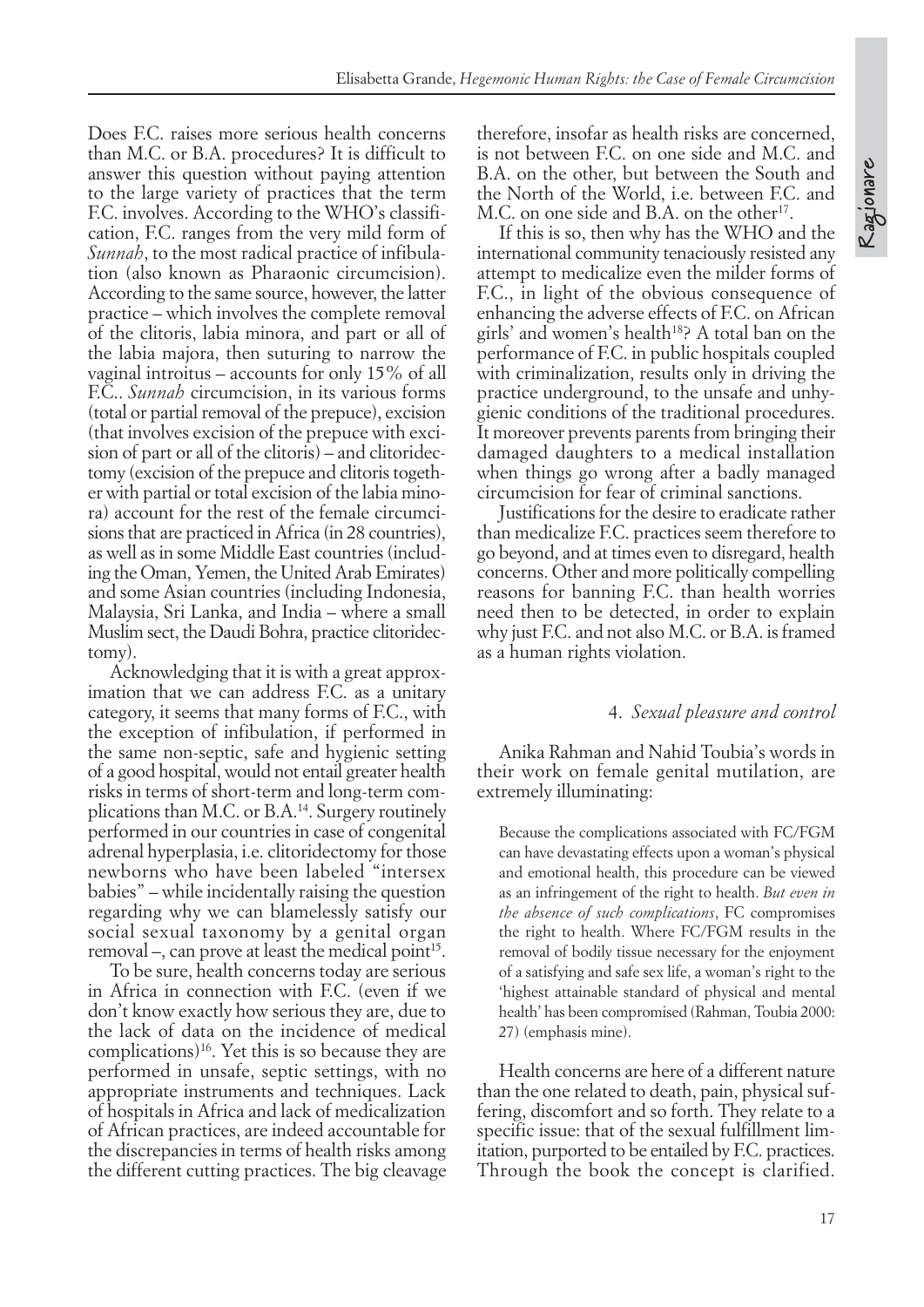Does F.C. raises more serious health concerns than M.C. or B.A. procedures? It is difficult to answer this question without paying attention to the large variety of practices that the term F.C. involves. According to the WHO's classification, F.C. ranges from the very mild form of *Sunnah*, to the most radical practice of infibulation (also known as Pharaonic circumcision). According to the same source, however, the latter practice – which involves the complete removal of the clitoris, labia minora, and part or all of the labia majora, then suturing to narrow the vaginal introitus – accounts for only 15% of all F.C.. *Sunnah* circumcision, in its various forms (total or partial removal of the prepuce), excision (that involves excision of the prepuce with excision of part or all of the clitoris) – and clitoridectomy (excision of the prepuce and clitoris together with partial or total excision of the labia minora) account for the rest of the female circumcisions that are practiced in Africa (in 28 countries), as well as in some Middle East countries (including the Oman, Yemen, the United Arab Emirates) and some Asian countries (including Indonesia, Malaysia, Sri Lanka, and India – where a small Muslim sect, the Daudi Bohra, practice clitoridectomy).

Acknowledging that it is with a great approximation that we can address F.C. as a unitary category, it seems that many forms of F.C., with the exception of infibulation, if performed in the same non-septic, safe and hygienic setting of a good hospital, would not entail greater health risks in terms of short-term and long-term complications than M.C. or B.A.[14]. Surgery routinely performed in our countries in case of congenital adrenal hyperplasia, i.e. clitoridectomy for those newborns who have been labeled "intersex babies" – while incidentally raising the question regarding why we can blamelessly satisfy our social sexual taxonomy by a genital organ removal –, can prove at least the medical point[15].

To be sure, health concerns today are serious in Africa in connection with F.C. (even if we don't know exactly how serious they are, due to the lack of data on the incidence of medical complications)[16]. Yet this is so because they are performed in unsafe, septic settings, with no appropriate instruments and techniques. Lack of hospitals in Africa and lack of medicalization of African practices, are indeed accountable for the discrepancies in terms of health risks among the different cutting practices. The big cleavage therefore, insofar as health risks are concerned, is not between F.C. on one side and M.C. and B.A. on the other, but between the South and the North of the World, i.e. between F.C. and M.C. on one side and B.A. on the other[17].

If this is so, then why has the WHO and the international community tenaciously resisted any attempt to medicalize even the milder forms of F.C., in light of the obvious consequence of enhancing the adverse effects of F.C. on African girls' and women's health[18]? A total ban on the performance of F.C. in public hospitals coupled with criminalization, results only in driving the practice underground, to the unsafe and unhygienic conditions of the traditional procedures. It moreover prevents parents from bringing their damaged daughters to a medical installation when things go wrong after a badly managed circumcision for fear of criminal sanctions.

Justifications for the desire to eradicate rather than medicalize F.C. practices seem therefore to go beyond, and at times even to disregard, health concerns. Other and more politically compelling reasons for banning F.C. than health worries need then to be detected, in order to explain why just F.C. and not also M.C. or B.A. is framed as a human rights violation.

### 4. *Sexual pleasure and control*

Anika Rahman and Nahid Toubia's words in their work on female genital mutilation, are extremely illuminating:

> Because the complications associated with FC/FGM can have devastating effects upon a woman's physical and emotional health, this procedure can be viewed as an infringement of the right to health. *But even in the absence of such complications*, FC compromises the right to health. Where FC/FGM results in the removal of bodily tissue necessary for the enjoyment of a satisfying and safe sex life, a woman's right to the 'highest attainable standard of physical and mental health' has been compromised (Rahman, Toubia 2000: 27) (emphasis mine).

Health concerns are here of a different nature than the one related to death, pain, physical suffering, discomfort and so forth. They relate to a specific issue: that of the sexual fulfillment limitation, purported to be entailed by F.C. practices. Through the book the concept is clarified.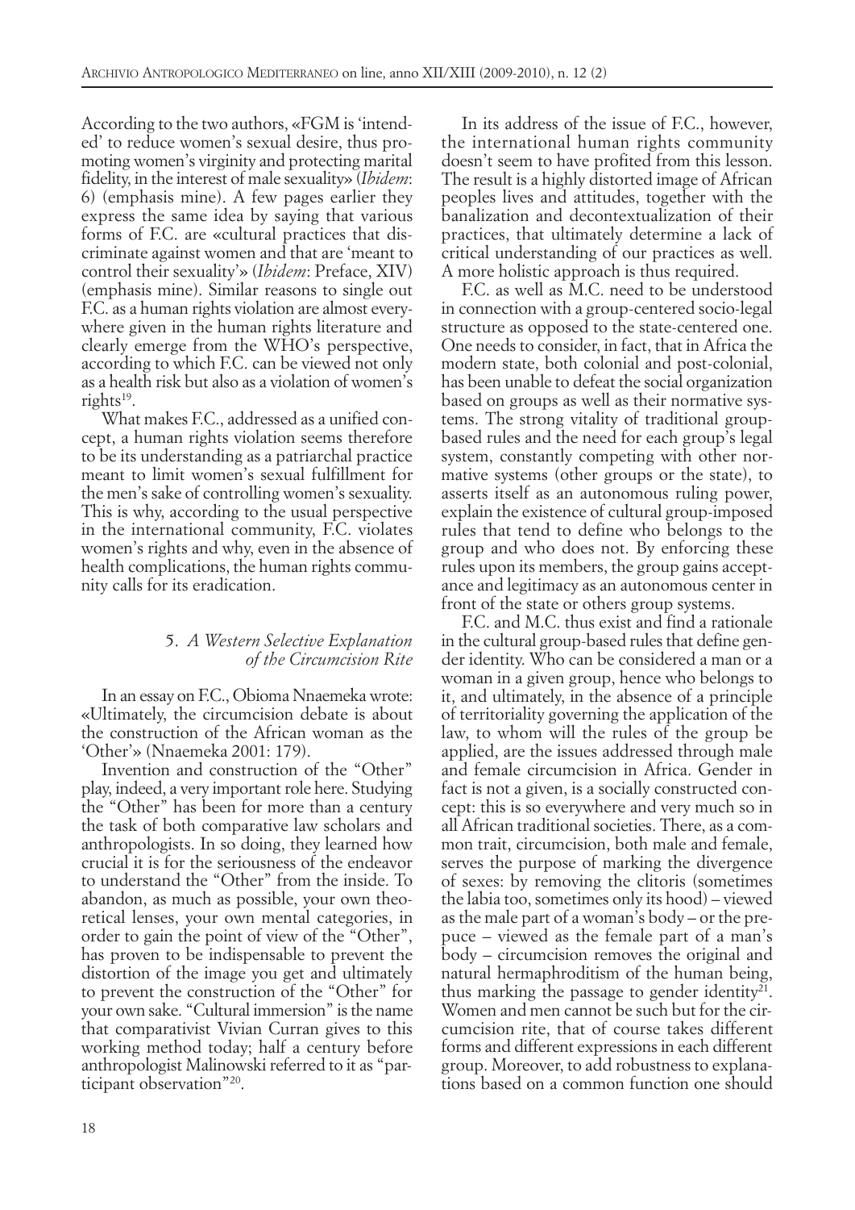According to the two authors, «FGM is 'intended' to reduce women's sexual desire, thus promoting women's virginity and protecting marital fidelity, in the interest of male sexuality» (*Ibidem*: 6) (emphasis mine). A few pages earlier they express the same idea by saying that various forms of F.C. are «cultural practices that discriminate against women and that are 'meant to control their sexuality'» (*Ibidem*: Preface, XIV) (emphasis mine). Similar reasons to single out F.C. as a human rights violation are almost everywhere given in the human rights literature and clearly emerge from the WHO's perspective, according to which F.C. can be viewed not only as a health risk but also as a violation of women's rights[19].

What makes F.C., addressed as a unified concept, a human rights violation seems therefore to be its understanding as a patriarchal practice meant to limit women's sexual fulfillment for the men's sake of controlling women's sexuality. This is why, according to the usual perspective in the international community, F.C. violates women's rights and why, even in the absence of health complications, the human rights community calls for its eradication.

## 5. *A Western Selective Explanation of the Circumcision Rite*

In an essay on F.C., Obioma Nnaemeka wrote: «Ultimately, the circumcision debate is about the construction of the African woman as the 'Other'» (Nnaemeka 2001: 179).

Invention and construction of the "Other" play, indeed, a very important role here. Studying the "Other" has been for more than a century the task of both comparative law scholars and anthropologists. In so doing, they learned how crucial it is for the seriousness of the endeavor to understand the "Other" from the inside. To abandon, as much as possible, your own theoretical lenses, your own mental categories, in order to gain the point of view of the "Other", has proven to be indispensable to prevent the distortion of the image you get and ultimately to prevent the construction of the "Other" for your own sake. "Cultural immersion" is the name that comparativist Vivian Curran gives to this working method today; half a century before anthropologist Malinowski referred to it as "participant observation"[20].

In its address of the issue of F.C., however, the international human rights community doesn't seem to have profited from this lesson. The result is a highly distorted image of African peoples lives and attitudes, together with the banalization and decontextualization of their practices, that ultimately determine a lack of critical understanding of our practices as well. A more holistic approach is thus required.

F.C. as well as M.C. need to be understood in connection with a group-centered socio-legal structure as opposed to the state-centered one. One needs to consider, in fact, that in Africa the modern state, both colonial and post-colonial, has been unable to defeat the social organization based on groups as well as their normative systems. The strong vitality of traditional group-based rules and the need for each group's legal system, constantly competing with other normative systems (other groups or the state), to asserts itself as an autonomous ruling power, explain the existence of cultural group-imposed rules that tend to define who belongs to the group and who does not. By enforcing these rules upon its members, the group gains acceptance and legitimacy as an autonomous center in front of the state or others group systems.

F.C. and M.C. thus exist and find a rationale in the cultural group-based rules that define gender identity. Who can be considered a man or a woman in a given group, hence who belongs to it, and ultimately, in the absence of a principle of territoriality governing the application of the law, to whom will the rules of the group be applied, are the issues addressed through male and female circumcision in Africa. Gender in fact is not a given, is a socially constructed concept: this is so everywhere and very much so in all African traditional societies. There, as a common trait, circumcision, both male and female, serves the purpose of marking the divergence of sexes: by removing the clitoris (sometimes the labia too, sometimes only its hood) – viewed as the male part of a woman's body – or the prepuce – viewed as the female part of a man's body – circumcision removes the original and natural hermaphroditism of the human being, thus marking the passage to gender identity[21]. Women and men cannot be such but for the circumcision rite, that of course takes different forms and different expressions in each different group. Moreover, to add robustness to explanations based on a common function one should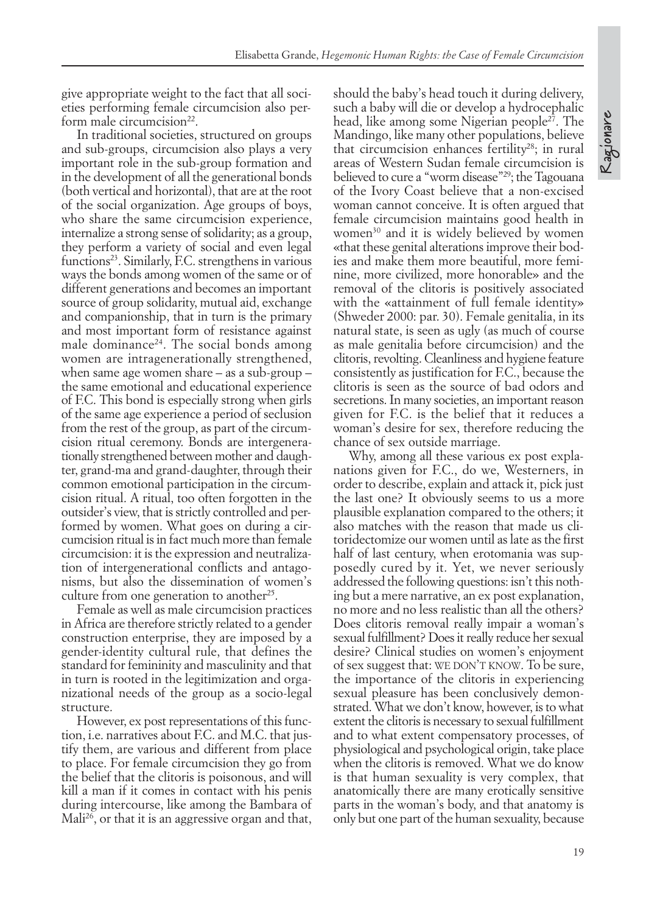give appropriate weight to the fact that all societies performing female circumcision also perform male circumcision[22].

In traditional societies, structured on groups and sub-groups, circumcision also plays a very important role in the sub-group formation and in the development of all the generational bonds (both vertical and horizontal), that are at the root of the social organization. Age groups of boys, who share the same circumcision experience, internalize a strong sense of solidarity; as a group, they perform a variety of social and even legal functions[23]. Similarly, F.C. strengthens in various ways the bonds among women of the same or of different generations and becomes an important source of group solidarity, mutual aid, exchange and companionship, that in turn is the primary and most important form of resistance against male dominance[24]. The social bonds among women are intragenerationally strengthened, when same age women share – as a sub-group – the same emotional and educational experience of F.C. This bond is especially strong when girls of the same age experience a period of seclusion from the rest of the group, as part of the circumcision ritual ceremony. Bonds are intergenerationally strengthened between mother and daughter, grand-ma and grand-daughter, through their common emotional participation in the circumcision ritual. A ritual, too often forgotten in the outsider's view, that is strictly controlled and performed by women. What goes on during a circumcision ritual is in fact much more than female circumcision: it is the expression and neutralization of intergenerational conflicts and antagonisms, but also the dissemination of women's culture from one generation to another[25].

Female as well as male circumcision practices in Africa are therefore strictly related to a gender construction enterprise, they are imposed by a gender-identity cultural rule, that defines the standard for femininity and masculinity and that in turn is rooted in the legitimization and organizational needs of the group as a socio-legal structure.

However, ex post representations of this function, i.e. narratives about F.C. and M.C. that justify them, are various and different from place to place. For female circumcision they go from the belief that the clitoris is poisonous, and will kill a man if it comes in contact with his penis during intercourse, like among the Bambara of Mali[26], or that it is an aggressive organ and that, should the baby's head touch it during delivery, such a baby will die or develop a hydrocephalic head, like among some Nigerian people[27]. The Mandingo, like many other populations, believe that circumcision enhances fertility[28]; in rural areas of Western Sudan female circumcision is believed to cure a "worm disease"[29]; the Tagouana of the Ivory Coast believe that a non-excised woman cannot conceive. It is often argued that female circumcision maintains good health in women[30] and it is widely believed by women «that these genital alterations improve their bodies and make them more beautiful, more feminine, more civilized, more honorable» and the removal of the clitoris is positively associated with the «attainment of full female identity» (Shweder 2000: par. 30). Female genitalia, in its natural state, is seen as ugly (as much of course as male genitalia before circumcision) and the clitoris, revolting. Cleanliness and hygiene feature consistently as justification for F.C., because the clitoris is seen as the source of bad odors and secretions. In many societies, an important reason given for F.C. is the belief that it reduces a woman's desire for sex, therefore reducing the chance of sex outside marriage.

Why, among all these various ex post explanations given for F.C., do we, Westerners, in order to describe, explain and attack it, pick just the last one? It obviously seems to us a more plausible explanation compared to the others; it also matches with the reason that made us clitoridectomize our women until as late as the first half of last century, when erotomania was supposedly cured by it. Yet, we never seriously addressed the following questions: isn't this nothing but a mere narrative, an ex post explanation, no more and no less realistic than all the others? Does clitoris removal really impair a woman's sexual fulfillment? Does it really reduce her sexual desire? Clinical studies on women's enjoyment of sex suggest that: WE DON'T KNOW. To be sure, the importance of the clitoris in experiencing sexual pleasure has been conclusively demonstrated. What we don't know, however, is to what extent the clitoris is necessary to sexual fulfillment and to what extent compensatory processes, of physiological and psychological origin, take place when the clitoris is removed. What we do know is that human sexuality is very complex, that anatomically there are many erotically sensitive parts in the woman's body, and that anatomy is only but one part of the human sexuality, because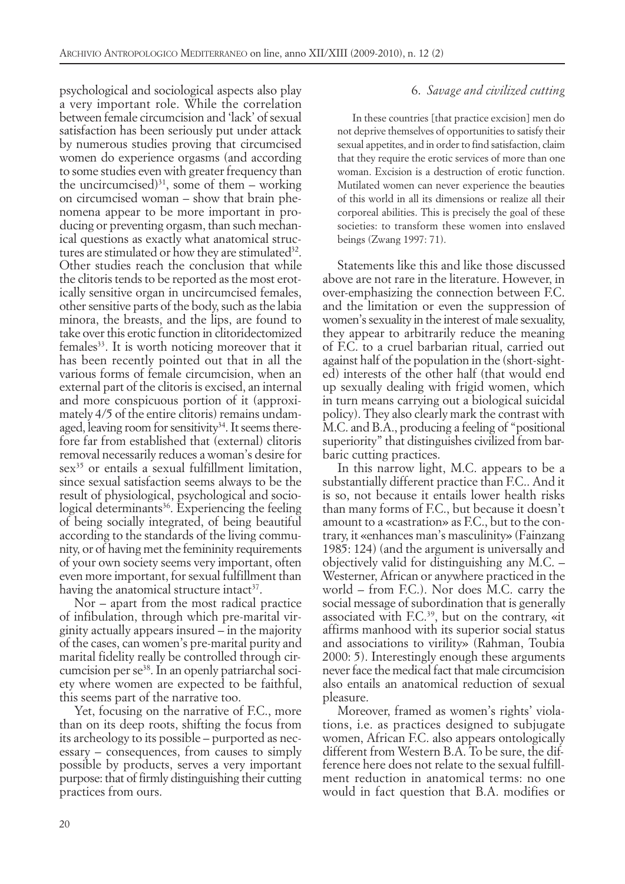psychological and sociological aspects also play a very important role. While the correlation between female circumcision and 'lack' of sexual satisfaction has been seriously put under attack by numerous studies proving that circumcised women do experience orgasms (and according to some studies even with greater frequency than the uncircumcised)[31], some of them – working on circumcised woman – show that brain phenomena appear to be more important in producing or preventing orgasm, than such mechanical questions as exactly what anatomical structures are stimulated or how they are stimulated[32]. Other studies reach the conclusion that while the clitoris tends to be reported as the most erotically sensitive organ in uncircumcised females, other sensitive parts of the body, such as the labia minora, the breasts, and the lips, are found to take over this erotic function in clitoridectomized females[33]. It is worth noticing moreover that it has been recently pointed out that in all the various forms of female circumcision, when an external part of the clitoris is excised, an internal and more conspicuous portion of it (approximately 4/5 of the entire clitoris) remains undamaged, leaving room for sensitivity[34]. It seems therefore far from established that (external) clitoris removal necessarily reduces a woman's desire for sex[35] or entails a sexual fulfillment limitation, since sexual satisfaction seems always to be the result of physiological, psychological and sociological determinants[36]. Experiencing the feeling of being socially integrated, of being beautiful according to the standards of the living community, or of having met the femininity requirements of your own society seems very important, often even more important, for sexual fulfillment than having the anatomical structure intact[37].

Nor – apart from the most radical practice of infibulation, through which pre-marital virginity actually appears insured – in the majority of the cases, can women's pre-marital purity and marital fidelity really be controlled through circumcision per se[38]. In an openly patriarchal society where women are expected to be faithful, this seems part of the narrative too.

Yet, focusing on the narrative of F.C., more than on its deep roots, shifting the focus from its archeology to its possible – purported as necessary – consequences, from causes to simply possible by products, serves a very important purpose: that of firmly distinguishing their cutting practices from ours.

## 6. *Savage and civilized cutting*

> In these countries [that practice excision] men do not deprive themselves of opportunities to satisfy their sexual appetites, and in order to find satisfaction, claim that they require the erotic services of more than one woman. Excision is a destruction of erotic function. Mutilated women can never experience the beauties of this world in all its dimensions or realize all their corporeal abilities. This is precisely the goal of these societies: to transform these women into enslaved beings (Zwang 1997: 71).

Statements like this and like those discussed above are not rare in the literature. However, in over-emphasizing the connection between F.C. and the limitation or even the suppression of women's sexuality in the interest of male sexuality, they appear to arbitrarily reduce the meaning of F.C. to a cruel barbarian ritual, carried out against half of the population in the (short-sighted) interests of the other half (that would end up sexually dealing with frigid women, which in turn means carrying out a biological suicidal policy). They also clearly mark the contrast with M.C. and B.A., producing a feeling of "positional superiority" that distinguishes civilized from barbaric cutting practices.

In this narrow light, M.C. appears to be a substantially different practice than F.C.. And it is so, not because it entails lower health risks than many forms of F.C., but because it doesn't amount to a «castration» as F.C., but to the contrary, it «enhances man's masculinity» (Fainzang 1985: 124) (and the argument is universally and objectively valid for distinguishing any M.C. – Westerner, African or anywhere practiced in the world – from F.C.). Nor does M.C. carry the social message of subordination that is generally associated with F.C.[39], but on the contrary, «it affirms manhood with its superior social status and associations to virility» (Rahman, Toubia 2000: 5). Interestingly enough these arguments never face the medical fact that male circumcision also entails an anatomical reduction of sexual pleasure.

Moreover, framed as women's rights' violations, i.e. as practices designed to subjugate women, African F.C. also appears ontologically different from Western B.A. To be sure, the difference here does not relate to the sexual fulfillment reduction in anatomical terms: no one would in fact question that B.A. modifies or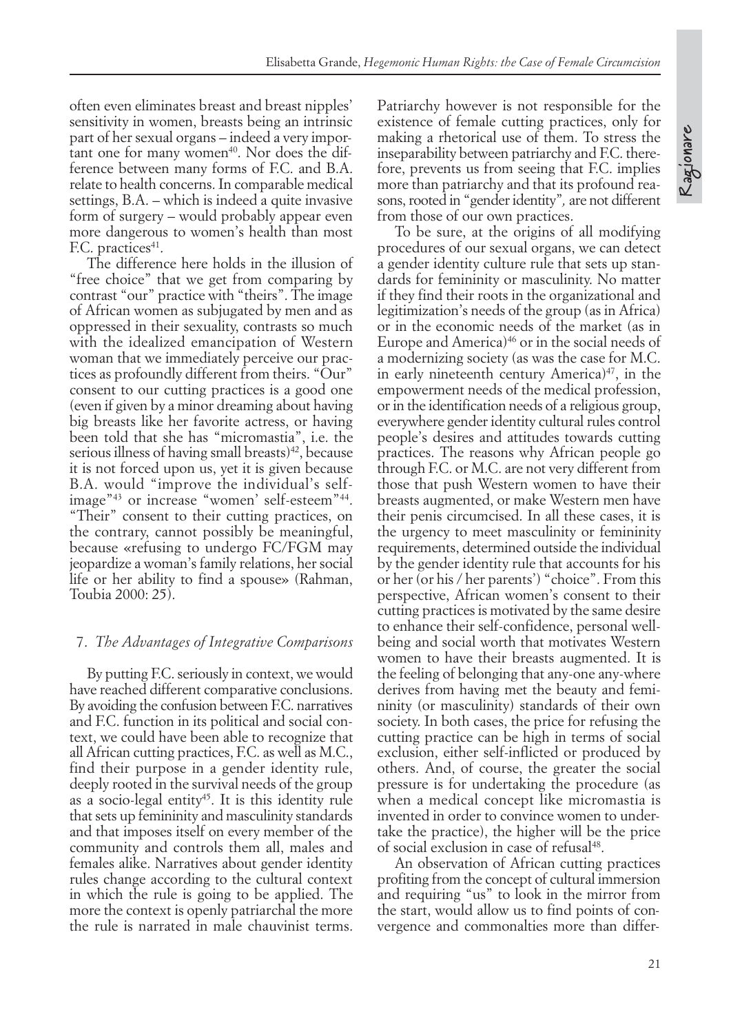often even eliminates breast and breast nipples' sensitivity in women, breasts being an intrinsic part of her sexual organs – indeed a very important one for many women[40]. Nor does the difference between many forms of F.C. and B.A. relate to health concerns. In comparable medical settings, B.A. – which is indeed a quite invasive form of surgery – would probably appear even more dangerous to women's health than most F.C. practices[41].

The difference here holds in the illusion of "free choice" that we get from comparing by contrast "our" practice with "theirs". The image of African women as subjugated by men and as oppressed in their sexuality, contrasts so much with the idealized emancipation of Western woman that we immediately perceive our practices as profoundly different from theirs. "Our" consent to our cutting practices is a good one (even if given by a minor dreaming about having big breasts like her favorite actress, or having been told that she has "micromastia", i.e. the serious illness of having small breasts)[42], because it is not forced upon us, yet it is given because B.A. would "improve the individual's self-image"[43] or increase "women' self-esteem"[44]. "Their" consent to their cutting practices, on the contrary, cannot possibly be meaningful, because «refusing to undergo FC/FGM may jeopardize a woman's family relations, her social life or her ability to find a spouse» (Rahman, Toubia 2000: 25).

## 7. *The Advantages of Integrative Comparisons*

By putting F.C. seriously in context, we would have reached different comparative conclusions. By avoiding the confusion between F.C. narratives and F.C. function in its political and social context, we could have been able to recognize that all African cutting practices, F.C. as well as M.C., find their purpose in a gender identity rule, deeply rooted in the survival needs of the group as a socio-legal entity[45]. It is this identity rule that sets up femininity and masculinity standards and that imposes itself on every member of the community and controls them all, males and females alike. Narratives about gender identity rules change according to the cultural context in which the rule is going to be applied. The more the context is openly patriarchal the more the rule is narrated in male chauvinist terms. Patriarchy however is not responsible for the existence of female cutting practices, only for making a rhetorical use of them. To stress the inseparability between patriarchy and F.C. therefore, prevents us from seeing that F.C. implies more than patriarchy and that its profound reasons, rooted in "gender identity", are not different from those of our own practices.

To be sure, at the origins of all modifying procedures of our sexual organs, we can detect a gender identity culture rule that sets up standards for femininity or masculinity. No matter if they find their roots in the organizational and legitimization's needs of the group (as in Africa) or in the economic needs of the market (as in Europe and America)[46] or in the social needs of a modernizing society (as was the case for M.C. in early nineteenth century America)[47], in the empowerment needs of the medical profession, or in the identification needs of a religious group, everywhere gender identity cultural rules control people's desires and attitudes towards cutting practices. The reasons why African people go through F.C. or M.C. are not very different from those that push Western women to have their breasts augmented, or make Western men have their penis circumcised. In all these cases, it is the urgency to meet masculinity or femininity requirements, determined outside the individual by the gender identity rule that accounts for his or her (or his / her parents') "choice". From this perspective, African women's consent to their cutting practices is motivated by the same desire to enhance their self-confidence, personal well-being and social worth that motivates Western women to have their breasts augmented. It is the feeling of belonging that any-one any-where derives from having met the beauty and femininity (or masculinity) standards of their own society. In both cases, the price for refusing the cutting practice can be high in terms of social exclusion, either self-inflicted or produced by others. And, of course, the greater the social pressure is for undertaking the procedure (as when a medical concept like micromastia is invented in order to convince women to undertake the practice), the higher will be the price of social exclusion in case of refusal[48].

An observation of African cutting practices profiting from the concept of cultural immersion and requiring "us" to look in the mirror from the start, would allow us to find points of convergence and commonalties more than differ-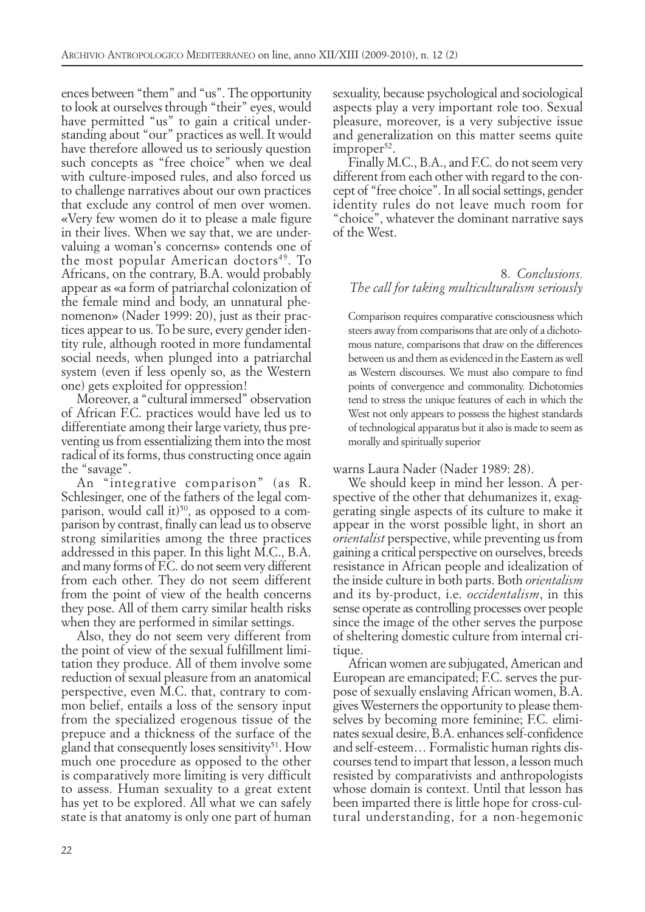ences between "them" and "us". The opportunity to look at ourselves through "their" eyes, would have permitted "us" to gain a critical understanding about "our" practices as well. It would have therefore allowed us to seriously question such concepts as "free choice" when we deal with culture-imposed rules, and also forced us to challenge narratives about our own practices that exclude any control of men over women. «Very few women do it to please a male figure in their lives. When we say that, we are undervaluing a woman's concerns» contends one of the most popular American doctors[49]. To Africans, on the contrary, B.A. would probably appear as «a form of patriarchal colonization of the female mind and body, an unnatural phenomenon» (Nader 1999: 20), just as their practices appear to us. To be sure, every gender identity rule, although rooted in more fundamental social needs, when plunged into a patriarchal system (even if less openly so, as the Western one) gets exploited for oppression!

Moreover, a "cultural immersed" observation of African F.C. practices would have led us to differentiate among their large variety, thus preventing us from essentializing them into the most radical of its forms, thus constructing once again the "savage".

An "integrative comparison" (as R. Schlesinger, one of the fathers of the legal comparison, would call it)[50], as opposed to a comparison by contrast, finally can lead us to observe strong similarities among the three practices addressed in this paper. In this light M.C., B.A. and many forms of F.C. do not seem very different from each other. They do not seem different from the point of view of the health concerns they pose. All of them carry similar health risks when they are performed in similar settings.

Also, they do not seem very different from the point of view of the sexual fulfillment limitation they produce. All of them involve some reduction of sexual pleasure from an anatomical perspective, even M.C. that, contrary to common belief, entails a loss of the sensory input from the specialized erogenous tissue of the prepuce and a thickness of the surface of the gland that consequently loses sensitivity[51]. How much one procedure as opposed to the other is comparatively more limiting is very difficult to assess. Human sexuality to a great extent has yet to be explored. All what we can safely state is that anatomy is only one part of human sexuality, because psychological and sociological aspects play a very important role too. Sexual pleasure, moreover, is a very subjective issue and generalization on this matter seems quite improper[52].

Finally M.C., B.A., and F.C. do not seem very different from each other with regard to the concept of "free choice". In all social settings, gender identity rules do not leave much room for "choice", whatever the dominant narrative says of the West.

## 8. *Conclusions. The call for taking multiculturalism seriously*

> Comparison requires comparative consciousness which steers away from comparisons that are only of a dichotomous nature, comparisons that draw on the differences between us and them as evidenced in the Eastern as well as Western discourses. We must also compare to find points of convergence and commonality. Dichotomies tend to stress the unique features of each in which the West not only appears to possess the highest standards of technological apparatus but it also is made to seem as morally and spiritually superior

warns Laura Nader (Nader 1989: 28).

We should keep in mind her lesson. A perspective of the other that dehumanizes it, exaggerating single aspects of its culture to make it appear in the worst possible light, in short an *orientalist* perspective, while preventing us from gaining a critical perspective on ourselves, breeds resistance in African people and idealization of the inside culture in both parts. Both *orientalism* and its by-product, i.e. *occidentalism*, in this sense operate as controlling processes over people since the image of the other serves the purpose of sheltering domestic culture from internal critique.

African women are subjugated, American and European are emancipated; F.C. serves the purpose of sexually enslaving African women, B.A. gives Westerners the opportunity to please themselves by becoming more feminine; F.C. eliminates sexual desire, B.A. enhances self-confidence and self-esteem… Formalistic human rights discourses tend to impart that lesson, a lesson much resisted by comparativists and anthropologists whose domain is context. Until that lesson has been imparted there is little hope for cross-cultural understanding, for a non-hegemonic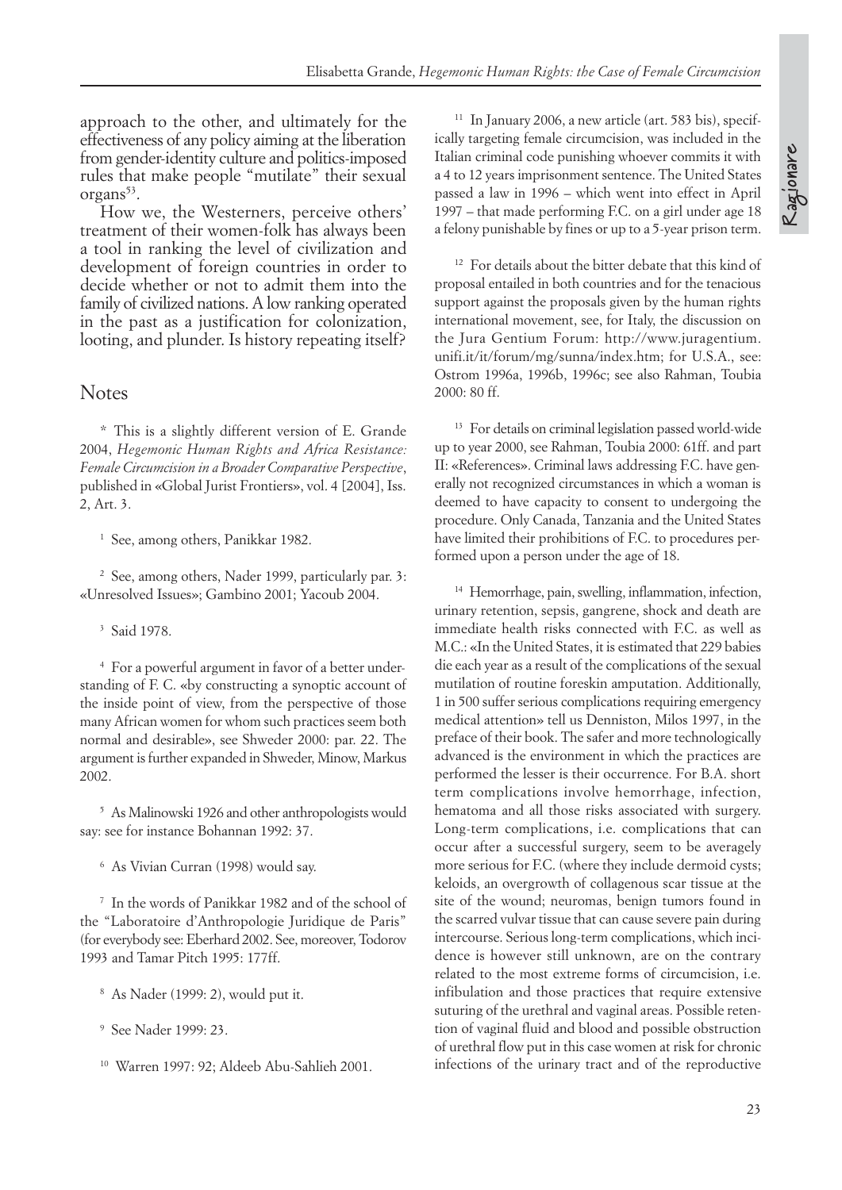approach to the other, and ultimately for the effectiveness of any policy aiming at the liberation from gender-identity culture and politics-imposed rules that make people "mutilate" their sexual organs[53].

How we, the Westerners, perceive others' treatment of their women-folk has always been a tool in ranking the level of civilization and development of foreign countries in order to decide whether or not to admit them into the family of civilized nations. A low ranking operated in the past as a justification for colonization, looting, and plunder. Is history repeating itself?

## Notes

* This is a slightly different version of E. Grande 2004, *Hegemonic Human Rights and Africa Resistance: Female Circumcision in a Broader Comparative Perspective*, published in «Global Jurist Frontiers», vol. 4 [2004], Iss. 2, Art. 3.

[1] See, among others, Panikkar 1982.

[2] See, among others, Nader 1999, particularly par. 3: «Unresolved Issues»; Gambino 2001; Yacoub 2004.

[3] Said 1978.

[4] For a powerful argument in favor of a better understanding of F. C. «by constructing a synoptic account of the inside point of view, from the perspective of those many African women for whom such practices seem both normal and desirable», see Shweder 2000: par. 22. The argument is further expanded in Shweder, Minow, Markus 2002.

[5] As Malinowski 1926 and other anthropologists would say: see for instance Bohannan 1992: 37.

[6] As Vivian Curran (1998) would say.

[7] In the words of Panikkar 1982 and of the school of the "Laboratoire d'Anthropologie Juridique de Paris" (for everybody see: Eberhard 2002. See, moreover, Todorov 1993 and Tamar Pitch 1995: 177ff.

[8] As Nader (1999: 2), would put it.

[9] See Nader 1999: 23.

[10] Warren 1997: 92; Aldeeb Abu-Sahlieh 2001.

[11] In January 2006, a new article (art. 583 bis), specifically targeting female circumcision, was included in the Italian criminal code punishing whoever commits it with a 4 to 12 years imprisonment sentence. The United States passed a law in 1996 – which went into effect in April 1997 – that made performing F.C. on a girl under age 18 a felony punishable by fines or up to a 5-year prison term.

[12] For details about the bitter debate that this kind of proposal entailed in both countries and for the tenacious support against the proposals given by the human rights international movement, see, for Italy, the discussion on the Jura Gentium Forum: http://www.juragentium.unifi.it/it/forum/mg/sunna/index.htm; for U.S.A., see: Ostrom 1996a, 1996b, 1996c; see also Rahman, Toubia 2000: 80 ff.

[13] For details on criminal legislation passed world-wide up to year 2000, see Rahman, Toubia 2000: 61ff. and part II: «References». Criminal laws addressing F.C. have generally not recognized circumstances in which a woman is deemed to have capacity to consent to undergoing the procedure. Only Canada, Tanzania and the United States have limited their prohibitions of F.C. to procedures performed upon a person under the age of 18.

[14] Hemorrhage, pain, swelling, inflammation, infection, urinary retention, sepsis, gangrene, shock and death are immediate health risks connected with F.C. as well as M.C.: «In the United States, it is estimated that 229 babies die each year as a result of the complications of the sexual mutilation of routine foreskin amputation. Additionally, 1 in 500 suffer serious complications requiring emergency medical attention» tell us Denniston, Milos 1997, in the preface of their book. The safer and more technologically advanced is the environment in which the practices are performed the lesser is their occurrence. For B.A. short term complications involve hemorrhage, infection, hematoma and all those risks associated with surgery. Long-term complications, i.e. complications that can occur after a successful surgery, seem to be averagely more serious for F.C. (where they include dermoid cysts; keloids, an overgrowth of collagenous scar tissue at the site of the wound; neuromas, benign tumors found in the scarred vulvar tissue that can cause severe pain during intercourse. Serious long-term complications, which incidence is however still unknown, are on the contrary related to the most extreme forms of circumcision, i.e. infibulation and those practices that require extensive suturing of the urethral and vaginal areas. Possible retention of vaginal fluid and blood and possible obstruction of urethral flow put in this case women at risk for chronic infections of the urinary tract and of the reproductive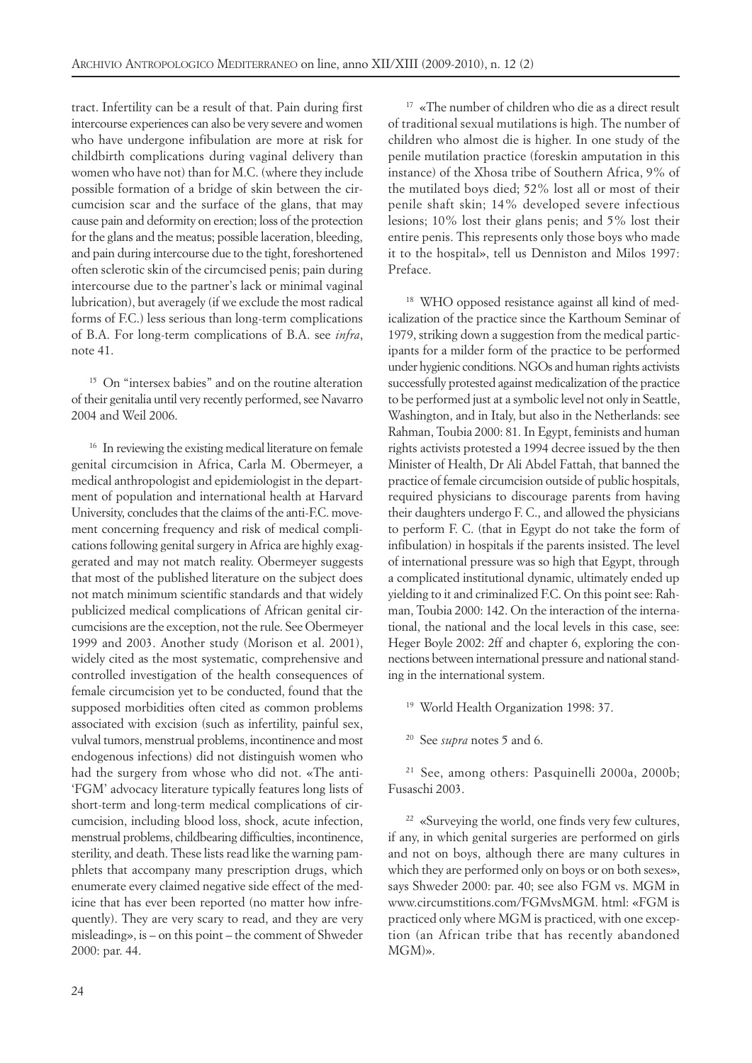tract. Infertility can be a result of that. Pain during first intercourse experiences can also be very severe and women who have undergone infibulation are more at risk for childbirth complications during vaginal delivery than women who have not) than for M.C. (where they include possible formation of a bridge of skin between the circumcision scar and the surface of the glans, that may cause pain and deformity on erection; loss of the protection for the glans and the meatus; possible laceration, bleeding, and pain during intercourse due to the tight, foreshortened often sclerotic skin of the circumcised penis; pain during intercourse due to the partner's lack or minimal vaginal lubrication), but averagely (if we exclude the most radical forms of F.C.) less serious than long-term complications of B.A. For long-term complications of B.A. see *infra*, note 41.

[15] On "intersex babies" and on the routine alteration of their genitalia until very recently performed, see Navarro 2004 and Weil 2006.

[16] In reviewing the existing medical literature on female genital circumcision in Africa, Carla M. Obermeyer, a medical anthropologist and epidemiologist in the department of population and international health at Harvard University, concludes that the claims of the anti-F.C. movement concerning frequency and risk of medical complications following genital surgery in Africa are highly exaggerated and may not match reality. Obermeyer suggests that most of the published literature on the subject does not match minimum scientific standards and that widely publicized medical complications of African genital circumcisions are the exception, not the rule. See Obermeyer 1999 and 2003. Another study (Morison et al. 2001), widely cited as the most systematic, comprehensive and controlled investigation of the health consequences of female circumcision yet to be conducted, found that the supposed morbidities often cited as common problems associated with excision (such as infertility, painful sex, vulval tumors, menstrual problems, childbearing difficulties, incontinence and most endogenous infections) did not distinguish women who had the surgery from whose who did not. «The anti-'FGM' advocacy literature typically features long lists of short-term and long-term medical complications of circumcision, including blood loss, shock, acute infection, menstrual problems, childbearing difficulties, incontinence, sterility, and death. These lists read like the warning pamphlets that accompany many prescription drugs, which enumerate every claimed negative side effect of the medicine that has ever been reported (no matter how infrequently). They are very scary to read, and they are very misleading», is – on this point – the comment of Shweder 2000: par. 44.

[17] «The number of children who die as a direct result of traditional sexual mutilations is high. The number of children who almost die is higher. In one study of the penile mutilation practice (foreskin amputation in this instance) of the Xhosa tribe of Southern Africa, 9% of the mutilated boys died; 52% lost all or most of their penile shaft skin; 14% developed severe infectious lesions; 10% lost their glans penis; and 5% lost their entire penis. This represents only those boys who made it to the hospital», tell us Denniston and Milos 1997: Preface.

[18] WHO opposed resistance against all kind of medicalization of the practice since the Karthoum Seminar of 1979, striking down a suggestion from the medical participants for a milder form of the practice to be performed under hygienic conditions. NGOs and human rights activists successfully protested against medicalization of the practice to be performed just at a symbolic level not only in Seattle, Washington, and in Italy, but also in the Netherlands: see Rahman, Toubia 2000: 81. In Egypt, feminists and human rights activists protested a 1994 decree issued by the then Minister of Health, Dr Ali Abdel Fattah, that banned the practice of female circumcision outside of public hospitals, required physicians to discourage parents from having their daughters undergo F. C., and allowed the physicians to perform F. C. (that in Egypt do not take the form of infibulation) in hospitals if the parents insisted. The level of international pressure was so high that Egypt, through a complicated institutional dynamic, ultimately ended up yielding to it and criminalized F.C. On this point see: Rahman, Toubia 2000: 142. On the interaction of the international, the national and the local levels in this case, see: Heger Boyle 2002: 2ff and chapter 6, exploring the connections between international pressure and national standing in the international system.

[19] World Health Organization 1998: 37.

[20] See *supra* notes 5 and 6.

[21] See, among others: Pasquinelli 2000a, 2000b; Fusaschi 2003.

[22] «Surveying the world, one finds very few cultures, if any, in which genital surgeries are performed on girls and not on boys, although there are many cultures in which they are performed only on boys or on both sexes», says Shweder 2000: par. 40; see also FGM vs. MGM in www.circumstitions.com/FGMvsMGM. html: «FGM is practiced only where MGM is practiced, with one exception (an African tribe that has recently abandoned MGM)».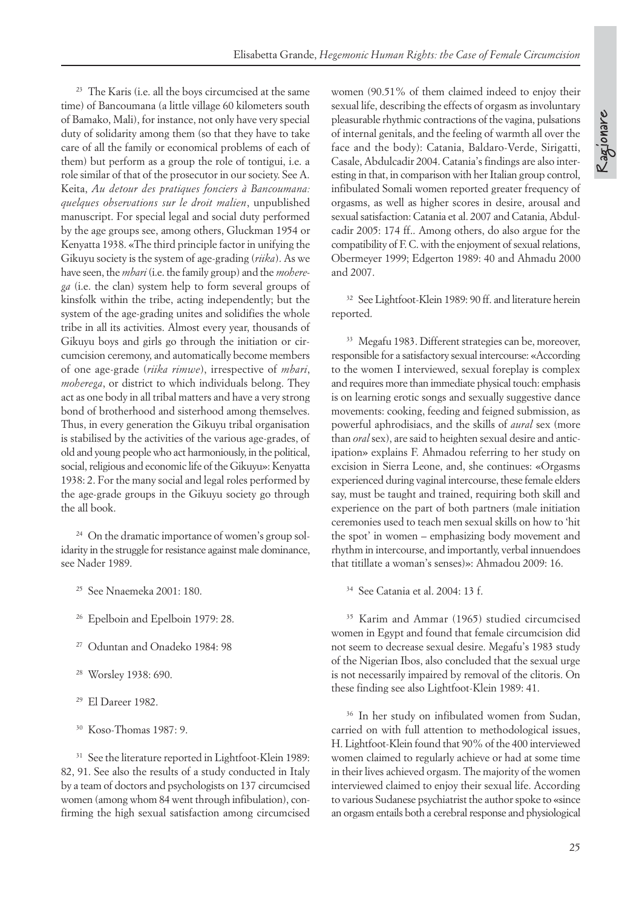[23] The Karis (i.e. all the boys circumcised at the same time) of Bancoumana (a little village 60 kilometers south of Bamako, Mali), for instance, not only have very special duty of solidarity among them (so that they have to take care of all the family or economical problems of each of them) but perform as a group the role of tontigui, i.e. a role similar of that of the prosecutor in our society. See A. Keita, *Au detour des prastiques fonciers à Bancoumana: quelques observations sur le droit malien*, unpublished manuscript. For special legal and social duty performed by the age groups see, among others, Gluckman 1954 or Kenyatta 1938. «The third principle factor in unifying the Gikuyu society is the system of age-grading (*riika*). As we have seen, the *mbari* (i.e. the family group) and the *moherega* (i.e. the clan) system help to form several groups of kinsfolk within the tribe, acting independently; but the system of the age-grading unites and solidifies the whole tribe in all its activities. Almost every year, thousands of Gikuyu boys and girls go through the initiation or circumcision ceremony, and automatically become members of one age-grade (*riika rimwe*), irrespective of *mbari*, *moherega*, or district to which individuals belong. They act as one body in all tribal matters and have a very strong bond of brotherhood and sisterhood among themselves. Thus, in every generation the Gikuyu tribal organisation is stabilised by the activities of the various age-grades, of old and young people who act harmoniously, in the political, social, religious and economic life of the Gikuyu»: Kenyatta 1938: 2. For the many social and legal roles performed by the age-grade groups in the Gikuyu society go through the all book.

[24] On the dramatic importance of women's group solidarity in the struggle for resistance against male dominance, see Nader 1989.

[25] See Nnaemeka 2001: 180.

[26] Epelboin and Epelboin 1979: 28.

[27] Oduntan and Onadeko 1984: 98

[28] Worsley 1938: 690.

[29] El Dareer 1982.

[30] Koso-Thomas 1987: 9.

[31] See the literature reported in Lightfoot-Klein 1989: 82, 91. See also the results of a study conducted in Italy by a team of doctors and psychologists on 137 circumcised women (among whom 84 went through infibulation), confirming the high sexual satisfaction among circumcised women (90.51% of them claimed indeed to enjoy their sexual life, describing the effects of orgasm as involuntary pleasurable rhythmic contractions of the vagina, pulsations of internal genitals, and the feeling of warmth all over the face and the body): Catania, Baldaro-Verde, Sirigatti, Casale, Abdulcadir 2004. Catania's findings are also interesting in that, in comparison with her Italian group control, infibulated Somali women reported greater frequency of orgasms, as well as higher scores in desire, arousal and sexual satisfaction: Catania et al. 2007 and Catania, Abdulcadir 2005: 174 ff.. Among others, do also argue for the compatibility of F. C. with the enjoyment of sexual relations, Obermeyer 1999; Edgerton 1989: 40 and Ahmadu 2000 and 2007.

[32] See Lightfoot-Klein 1989: 90 ff. and literature herein reported.

[33] Megafu 1983. Different strategies can be, moreover, responsible for a satisfactory sexual intercourse: «According to the women I interviewed, sexual foreplay is complex and requires more than immediate physical touch: emphasis is on learning erotic songs and sexually suggestive dance movements: cooking, feeding and feigned submission, as powerful aphrodisiacs, and the skills of *aural* sex (more than *oral* sex), are said to heighten sexual desire and anticipation» explains F. Ahmadou referring to her study on excision in Sierra Leone, and, she continues: «Orgasms experienced during vaginal intercourse, these female elders say, must be taught and trained, requiring both skill and experience on the part of both partners (male initiation ceremonies used to teach men sexual skills on how to 'hit the spot' in women – emphasizing body movement and rhythm in intercourse, and importantly, verbal innuendoes that titillate a woman's senses)»: Ahmadou 2009: 16.

[34] See Catania et al. 2004: 13 f.

[35] Karim and Ammar (1965) studied circumcised women in Egypt and found that female circumcision did not seem to decrease sexual desire. Megafu's 1983 study of the Nigerian Ibos, also concluded that the sexual urge is not necessarily impaired by removal of the clitoris. On these finding see also Lightfoot-Klein 1989: 41.

[36] In her study on infibulated women from Sudan, carried on with full attention to methodological issues, H. Lightfoot-Klein found that 90% of the 400 interviewed women claimed to regularly achieve or had at some time in their lives achieved orgasm. The majority of the women interviewed claimed to enjoy their sexual life. According to various Sudanese psychiatrist the author spoke to «since an orgasm entails both a cerebral response and physiological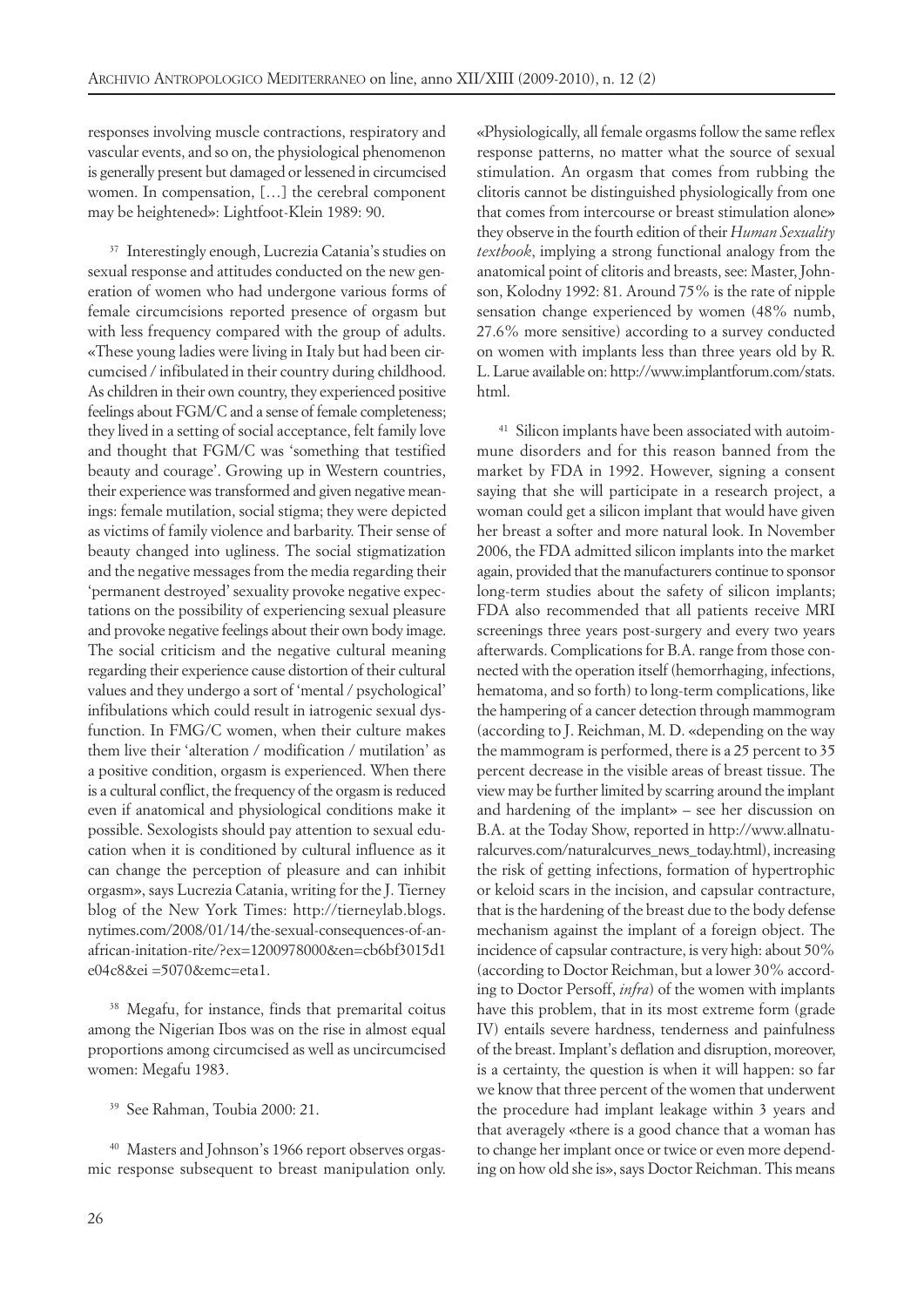responses involving muscle contractions, respiratory and vascular events, and so on, the physiological phenomenon is generally present but damaged or lessened in circumcised women. In compensation, […] the cerebral component may be heightened»: Lightfoot-Klein 1989: 90.

[37] Interestingly enough, Lucrezia Catania's studies on sexual response and attitudes conducted on the new generation of women who had undergone various forms of female circumcisions reported presence of orgasm but with less frequency compared with the group of adults. «These young ladies were living in Italy but had been circumcised / infibulated in their country during childhood. As children in their own country, they experienced positive feelings about FGM/C and a sense of female completeness; they lived in a setting of social acceptance, felt family love and thought that FGM/C was 'something that testified beauty and courage'. Growing up in Western countries, their experience was transformed and given negative meanings: female mutilation, social stigma; they were depicted as victims of family violence and barbarity. Their sense of beauty changed into ugliness. The social stigmatization and the negative messages from the media regarding their 'permanent destroyed' sexuality provoke negative expectations on the possibility of experiencing sexual pleasure and provoke negative feelings about their own body image. The social criticism and the negative cultural meaning regarding their experience cause distortion of their cultural values and they undergo a sort of 'mental / psychological' infibulations which could result in iatrogenic sexual dysfunction. In FMG/C women, when their culture makes them live their 'alteration / modification / mutilation' as a positive condition, orgasm is experienced. When there is a cultural conflict, the frequency of the orgasm is reduced even if anatomical and physiological conditions make it possible. Sexologists should pay attention to sexual education when it is conditioned by cultural influence as it can change the perception of pleasure and can inhibit orgasm», says Lucrezia Catania, writing for the J. Tierney blog of the New York Times: http://tierneylab.blogs.nytimes.com/2008/01/14/the-sexual-consequences-of-an-african-initation-rite/?ex=1200978000&en=cb6bf3015d1e04c8&ei =5070&emc=eta1.

[38] Megafu, for instance, finds that premarital coitus among the Nigerian Ibos was on the rise in almost equal proportions among circumcised as well as uncircumcised women: Megafu 1983.

[39] See Rahman, Toubia 2000: 21.

[40] Masters and Johnson's 1966 report observes orgasmic response subsequent to breast manipulation only. «Physiologically, all female orgasms follow the same reflex response patterns, no matter what the source of sexual stimulation. An orgasm that comes from rubbing the clitoris cannot be distinguished physiologically from one that comes from intercourse or breast stimulation alone» they observe in the fourth edition of their *Human Sexuality textbook*, implying a strong functional analogy from the anatomical point of clitoris and breasts, see: Master, Johnson, Kolodny 1992: 81. Around 75% is the rate of nipple sensation change experienced by women (48% numb, 27.6% more sensitive) according to a survey conducted on women with implants less than three years old by R. L. Larue available on: http://www.implantforum.com/stats.html.

[41] Silicon implants have been associated with autoimmune disorders and for this reason banned from the market by FDA in 1992. However, signing a consent saying that she will participate in a research project, a woman could get a silicon implant that would have given her breast a softer and more natural look. In November 2006, the FDA admitted silicon implants into the market again, provided that the manufacturers continue to sponsor long-term studies about the safety of silicon implants; FDA also recommended that all patients receive MRI screenings three years post-surgery and every two years afterwards. Complications for B.A. range from those connected with the operation itself (hemorrhaging, infections, hematoma, and so forth) to long-term complications, like the hampering of a cancer detection through mammogram (according to J. Reichman, M. D. «depending on the way the mammogram is performed, there is a 25 percent to 35 percent decrease in the visible areas of breast tissue. The view may be further limited by scarring around the implant and hardening of the implant» – see her discussion on B.A. at the Today Show, reported in http://www.allnaturalcurves.com/naturalcurves_news_today.html), increasing the risk of getting infections, formation of hypertrophic or keloid scars in the incision, and capsular contracture, that is the hardening of the breast due to the body defense mechanism against the implant of a foreign object. The incidence of capsular contracture, is very high: about 50% (according to Doctor Reichman, but a lower 30% according to Doctor Persoff, *infra*) of the women with implants have this problem, that in its most extreme form (grade IV) entails severe hardness, tenderness and painfulness of the breast. Implant's deflation and disruption, moreover, is a certainty, the question is when it will happen: so far we know that three percent of the women that underwent the procedure had implant leakage within 3 years and that averagely «there is a good chance that a woman has to change her implant once or twice or even more depending on how old she is», says Doctor Reichman. This means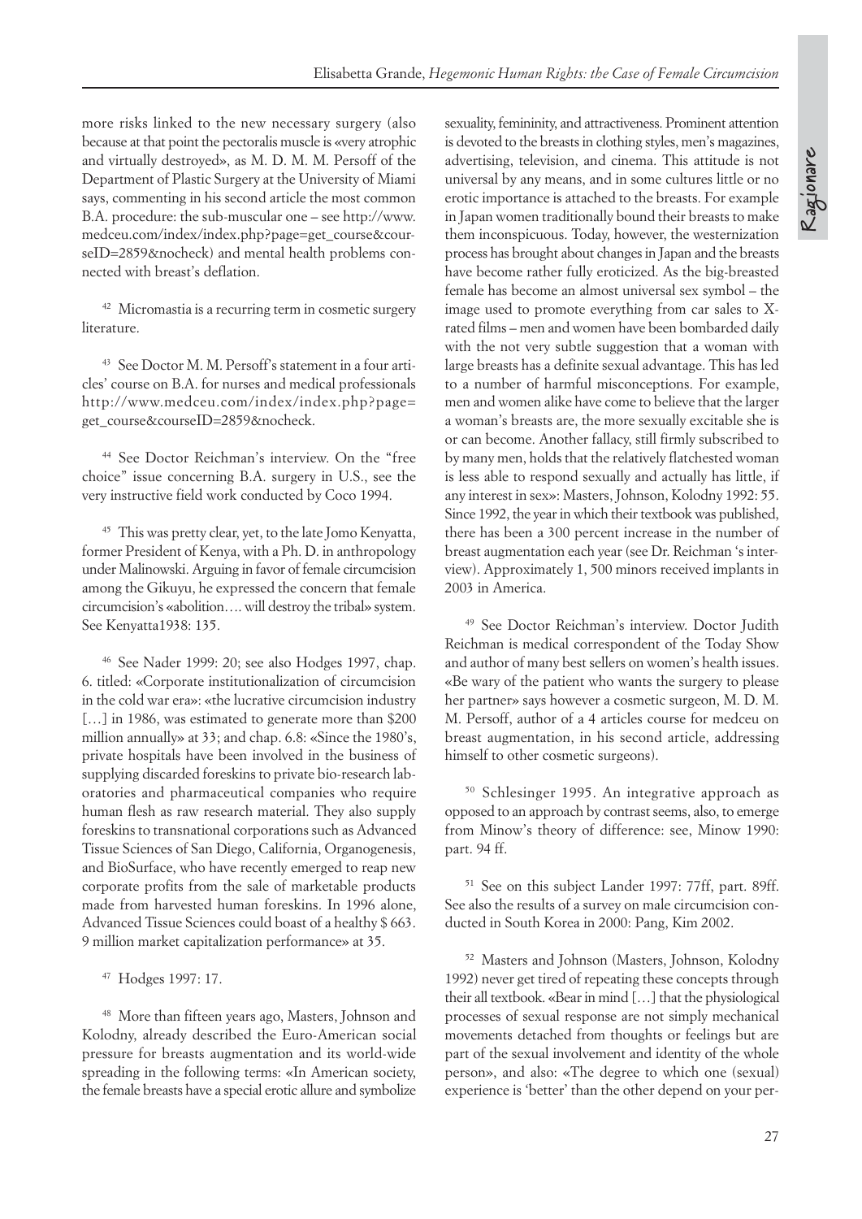more risks linked to the new necessary surgery (also because at that point the pectoralis muscle is «very atrophic and virtually destroyed», as M. D. M. M. Persoff of the Department of Plastic Surgery at the University of Miami says, commenting in his second article the most common B.A. procedure: the sub-muscular one – see http://www.medceu.com/index/index.php?page=get_course&courseID=2859&nocheck) and mental health problems connected with breast's deflation.

[42] Micromastia is a recurring term in cosmetic surgery literature.

[43] See Doctor M. M. Persoff's statement in a four articles' course on B.A. for nurses and medical professionals http://www.medceu.com/index/index.php?page=get_course&courseID=2859&nocheck.

[44] See Doctor Reichman's interview. On the "free choice" issue concerning B.A. surgery in U.S., see the very instructive field work conducted by Coco 1994.

[45] This was pretty clear, yet, to the late Jomo Kenyatta, former President of Kenya, with a Ph. D. in anthropology under Malinowski. Arguing in favor of female circumcision among the Gikuyu, he expressed the concern that female circumcision's «abolition…. will destroy the tribal» system. See Kenyatta1938: 135.

[46] See Nader 1999: 20; see also Hodges 1997, chap. 6. titled: «Corporate institutionalization of circumcision in the cold war era»: «the lucrative circumcision industry […] in 1986, was estimated to generate more than $200 million annually» at 33; and chap. 6.8: «Since the 1980's, private hospitals have been involved in the business of supplying discarded foreskins to private bio-research laboratories and pharmaceutical companies who require human flesh as raw research material. They also supply foreskins to transnational corporations such as Advanced Tissue Sciences of San Diego, California, Organogenesis, and BioSurface, who have recently emerged to reap new corporate profits from the sale of marketable products made from harvested human foreskins. In 1996 alone, Advanced Tissue Sciences could boast of a healthy $ 663. 9 million market capitalization performance» at 35.

[47] Hodges 1997: 17.

[48] More than fifteen years ago, Masters, Johnson and Kolodny, already described the Euro-American social pressure for breasts augmentation and its world-wide spreading in the following terms: «In American society, the female breasts have a special erotic allure and symbolize sexuality, femininity, and attractiveness. Prominent attention is devoted to the breasts in clothing styles, men's magazines, advertising, television, and cinema. This attitude is not universal by any means, and in some cultures little or no erotic importance is attached to the breasts. For example in Japan women traditionally bound their breasts to make them inconspicuous. Today, however, the westernization process has brought about changes in Japan and the breasts have become rather fully eroticized. As the big-breasted female has become an almost universal sex symbol – the image used to promote everything from car sales to X-rated films – men and women have been bombarded daily with the not very subtle suggestion that a woman with large breasts has a definite sexual advantage. This has led to a number of harmful misconceptions. For example, men and women alike have come to believe that the larger a woman's breasts are, the more sexually excitable she is or can become. Another fallacy, still firmly subscribed to by many men, holds that the relatively flatchested woman is less able to respond sexually and actually has little, if any interest in sex»: Masters, Johnson, Kolodny 1992: 55. Since 1992, the year in which their textbook was published, there has been a 300 percent increase in the number of breast augmentation each year (see Dr. Reichman 's interview). Approximately 1, 500 minors received implants in 2003 in America.

[49] See Doctor Reichman's interview. Doctor Judith Reichman is medical correspondent of the Today Show and author of many best sellers on women's health issues. «Be wary of the patient who wants the surgery to please her partner» says however a cosmetic surgeon, M. D. M. M. Persoff, author of a 4 articles course for medceu on breast augmentation, in his second article, addressing himself to other cosmetic surgeons).

[50] Schlesinger 1995. An integrative approach as opposed to an approach by contrast seems, also, to emerge from Minow's theory of difference: see, Minow 1990: part. 94 ff.

[51] See on this subject Lander 1997: 77ff, part. 89ff. See also the results of a survey on male circumcision conducted in South Korea in 2000: Pang, Kim 2002.

[52] Masters and Johnson (Masters, Johnson, Kolodny 1992) never get tired of repeating these concepts through their all textbook. «Bear in mind […] that the physiological processes of sexual response are not simply mechanical movements detached from thoughts or feelings but are part of the sexual involvement and identity of the whole person», and also: «The degree to which one (sexual) experience is 'better' than the other depend on your per-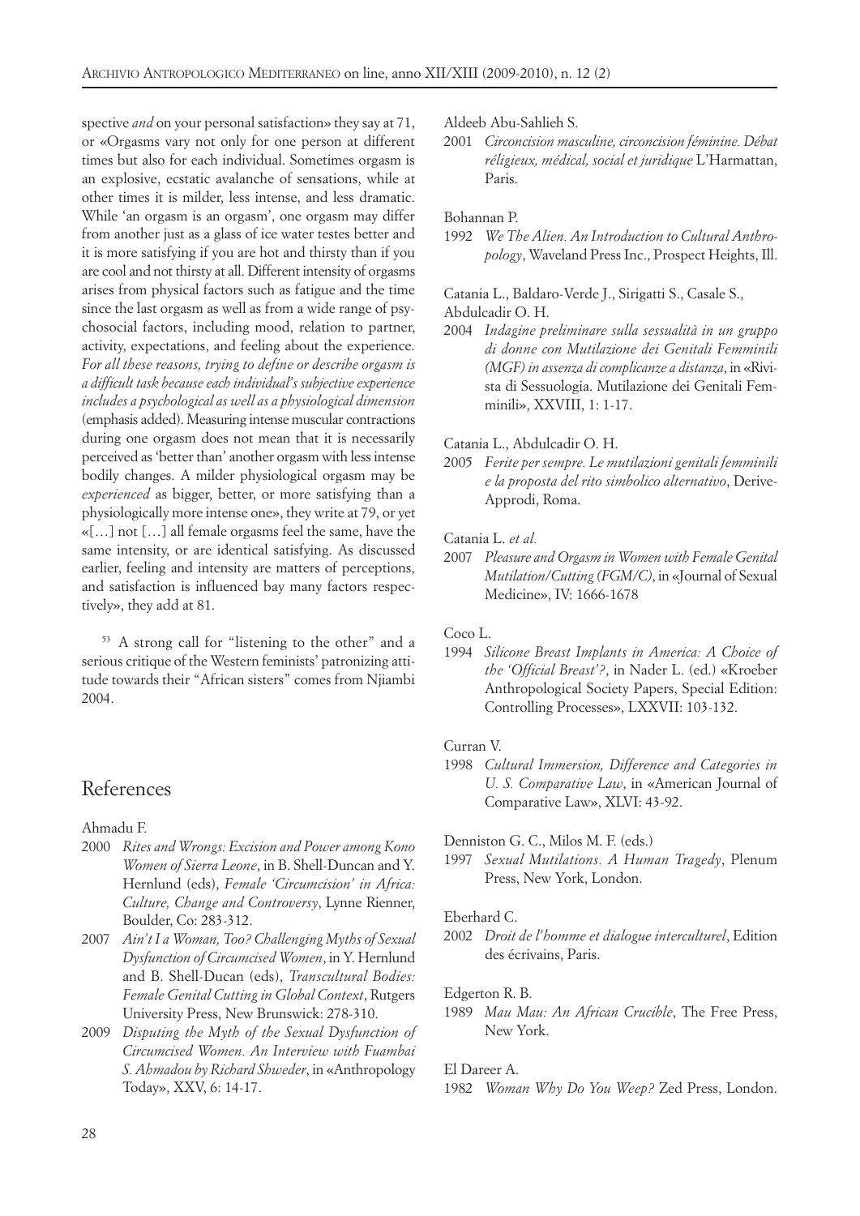spective *and* on your personal satisfaction» they say at 71, or «Orgasms vary not only for one person at different times but also for each individual. Sometimes orgasm is an explosive, ecstatic avalanche of sensations, while at other times it is milder, less intense, and less dramatic. While 'an orgasm is an orgasm', one orgasm may differ from another just as a glass of ice water testes better and it is more satisfying if you are hot and thirsty than if you are cool and not thirsty at all. Different intensity of orgasms arises from physical factors such as fatigue and the time since the last orgasm as well as from a wide range of psychosocial factors, including mood, relation to partner, activity, expectations, and feeling about the experience. *For all these reasons, trying to define or describe orgasm is a difficult task because each individual's subjective experience includes a psychological as well as a physiological dimension* (emphasis added). Measuring intense muscular contractions during one orgasm does not mean that it is necessarily perceived as 'better than' another orgasm with less intense bodily changes. A milder physiological orgasm may be *experienced* as bigger, better, or more satisfying than a physiologically more intense one», they write at 79, or yet «[…] not […] all female orgasms feel the same, have the same intensity, or are identical satisfying. As discussed earlier, feeling and intensity are matters of perceptions, and satisfaction is influenced bay many factors respectively», they add at 81.

[53] A strong call for "listening to the other" and a serious critique of the Western feminists' patronizing attitude towards their "African sisters" comes from Njiambi 2004.

## References

Ahmadu F.

2000 *Rites and Wrongs: Excision and Power among Kono Women of Sierra Leone*, in B. Shell-Duncan and Y. Hernlund (eds), *Female 'Circumcision' in Africa: Culture, Change and Controversy*, Lynne Rienner, Boulder, Co: 283-312.

2007 *Ain't I a Woman, Too? Challenging Myths of Sexual Dysfunction of Circumcised Women*, in Y. Hernlund and B. Shell-Ducan (eds), *Transcultural Bodies: Female Genital Cutting in Global Context*, Rutgers University Press, New Brunswick: 278-310.

2009 *Disputing the Myth of the Sexual Dysfunction of Circumcised Women. An Interview with Fuambai S. Ahmadou by Richard Shweder*, in «Anthropology Today», XXV, 6: 14-17.

Aldeeb Abu-Sahlieh S.

2001 *Circoncision masculine, circoncision féminine. Débat réligieux, médical, social et juridique* L'Harmattan, Paris.

Bohannan P.

1992 *We The Alien. An Introduction to Cultural Anthropology*, Waveland Press Inc., Prospect Heights, Ill.

Catania L., Baldaro-Verde J., Sirigatti S., Casale S., Abdulcadir O. H.

2004 *Indagine preliminare sulla sessualità in un gruppo di donne con Mutilazione dei Genitali Femminili (MGF) in assenza di complicanze a distanza*, in «Rivista di Sessuologia. Mutilazione dei Genitali Femminili», XXVIII, 1: 1-17.

Catania L., Abdulcadir O. H.

2005 *Ferite per sempre. Le mutilazioni genitali femminili e la proposta del rito simbolico alternativo*, Derive-Approdi, Roma.

Catania L. *et al.*

2007 *Pleasure and Orgasm in Women with Female Genital Mutilation/Cutting (FGM/C)*, in «Journal of Sexual Medicine», IV: 1666-1678

Coco L.

1994 *Silicone Breast Implants in America: A Choice of the 'Official Breast'?*, in Nader L. (ed.) «Kroeber Anthropological Society Papers, Special Edition: Controlling Processes», LXXVII: 103-132.

Curran V.

1998 *Cultural Immersion, Difference and Categories in U. S. Comparative Law*, in «American Journal of Comparative Law», XLVI: 43-92.

Denniston G. C., Milos M. F. (eds.)

1997 *Sexual Mutilations. A Human Tragedy*, Plenum Press, New York, London.

Eberhard C.

2002 *Droit de l'homme et dialogue interculturel*, Edition des écrivains, Paris.

Edgerton R. B.

1989 *Mau Mau: An African Crucible*, The Free Press, New York.

El Dareer A.

1982 *Woman Why Do You Weep?* Zed Press, London.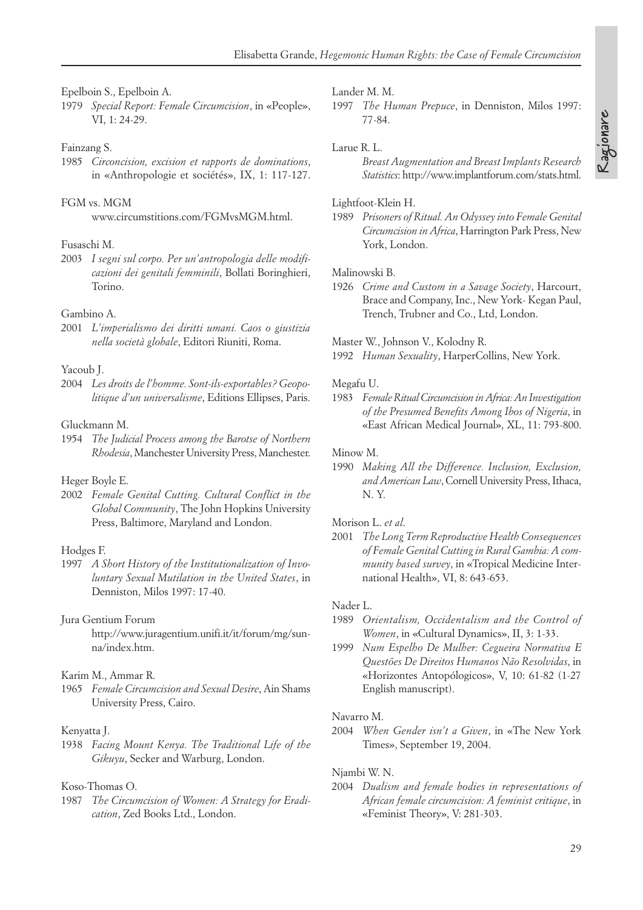Epelboin S., Epelboin A.

1979 *Special Report: Female Circumcision*, in «People», VI, 1: 24-29.

Fainzang S.

1985 *Circoncision, excision et rapports de dominations*, in «Anthropologie et sociétés», IX, 1: 117-127.

FGM vs. MGM

www.circumstitions.com/FGMvsMGM.html.

Fusaschi M.

2003 *I segni sul corpo. Per un'antropologia delle modificazioni dei genitali femminili*, Bollati Boringhieri, Torino.

Gambino A.

2001 *L'imperialismo dei diritti umani. Caos o giustizia nella società globale*, Editori Riuniti, Roma.

Yacoub J.

2004 *Les droits de l'homme. Sont-ils-exportables? Geopolitique d'un universalisme*, Editions Ellipses, Paris.

Gluckmann M.

1954 *The Judicial Process among the Barotse of Northern Rhodesia*, Manchester University Press, Manchester.

Heger Boyle E.

2002 *Female Genital Cutting. Cultural Conflict in the Global Community*, The John Hopkins University Press, Baltimore, Maryland and London.

Hodges F.

1997 *A Short History of the Institutionalization of Involuntary Sexual Mutilation in the United States*, in Denniston, Milos 1997: 17-40.

Jura Gentium Forum

http://www.juragentium.unifi.it/it/forum/mg/sunna/index.htm.

Karim M., Ammar R.

1965 *Female Circumcision and Sexual Desire*, Ain Shams University Press, Cairo.

Kenyatta J.

1938 *Facing Mount Kenya. The Traditional Life of the Gikuyu*, Secker and Warburg, London.

Koso-Thomas O.

1987 *The Circumcision of Women: A Strategy for Eradication*, Zed Books Ltd., London.

Lander M. M.

1997 *The Human Prepuce*, in Denniston, Milos 1997: 77-84.

Larue R. L.

*Breast Augmentation and Breast Implants Research Statistics*: http://www.implantforum.com/stats.html.

Lightfoot-Klein H.

1989 *Prisoners of Ritual. An Odyssey into Female Genital Circumcision in Africa*, Harrington Park Press, New York, London.

Malinowski B.

1926 *Crime and Custom in a Savage Society*, Harcourt, Brace and Company, Inc., New York- Kegan Paul, Trench, Trubner and Co., Ltd, London.

Master W., Johnson V., Kolodny R.

1992 *Human Sexuality*, HarperCollins, New York.

Megafu U.

1983 *Female Ritual Circumcision in Africa: An Investigation of the Presumed Benefits Among Ibos of Nigeria*, in «East African Medical Journal», XL, 11: 793-800.

Minow M.

1990 *Making All the Difference. Inclusion, Exclusion, and American Law*, Cornell University Press, Ithaca, N. Y.

Morison L. *et al*.

2001 *The Long Term Reproductive Health Consequences of Female Genital Cutting in Rural Gambia: A community based survey*, in «Tropical Medicine International Health», VI, 8: 643-653.

Nader L.

1989 *Orientalism, Occidentalism and the Control of Women*, in «Cultural Dynamics», II, 3: 1-33.

1999 *Num Espelho De Mulher: Cegueira Normativa E Questões De Direitos Humanos Não Resolvidas*, in «Horizontes Antopólogicos», V, 10: 61-82 (1-27 English manuscript).

Navarro M.

2004 *When Gender isn't a Given*, in «The New York Times», September 19, 2004.

Njambi W. N.

2004 *Dualism and female bodies in representations of African female circumcision: A feminist critique*, in «Feminist Theory», V: 281-303.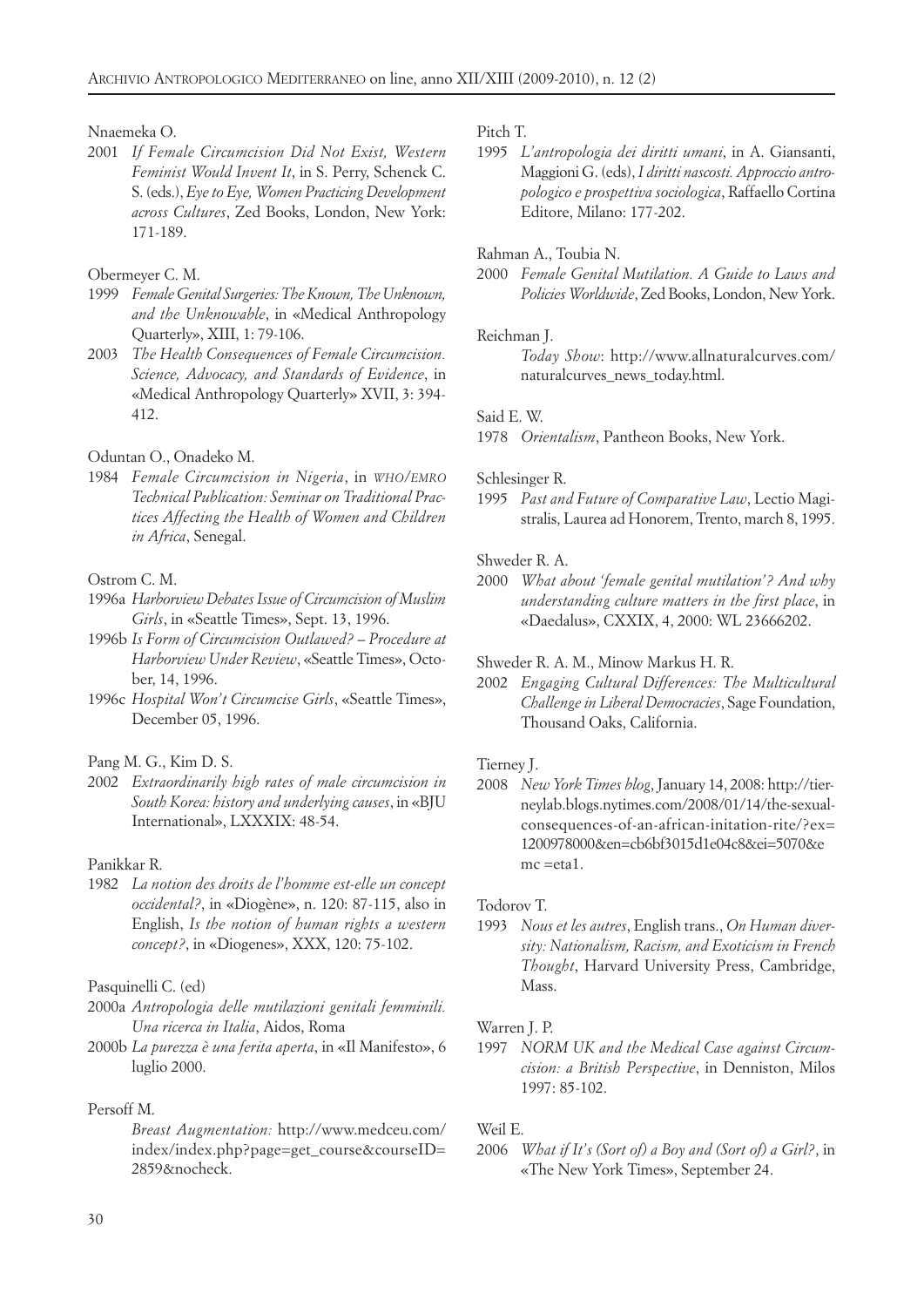Nnaemeka O.

2001 *If Female Circumcision Did Not Exist, Western Feminist Would Invent It*, in S. Perry, Schenck C. S. (eds.), *Eye to Eye, Women Practicing Development across Cultures*, Zed Books, London, New York: 171-189.

Obermeyer C. M.

1999 *Female Genital Surgeries: The Known, The Unknown, and the Unknowable*, in «Medical Anthropology Quarterly», XIII, 1: 79-106.

2003 *The Health Consequences of Female Circumcision. Science, Advocacy, and Standards of Evidence*, in «Medical Anthropology Quarterly» XVII, 3: 394-412.

Oduntan O., Onadeko M.

1984 *Female Circumcision in Nigeria*, in *WHO/EMRO Technical Publication: Seminar on Traditional Practices Affecting the Health of Women and Children in Africa*, Senegal.

Ostrom C. M.

1996a *Harborview Debates Issue of Circumcision of Muslim Girls*, in «Seattle Times», Sept. 13, 1996.

1996b *Is Form of Circumcision Outlawed? – Procedure at Harborview Under Review*, «Seattle Times», October, 14, 1996.

1996c *Hospital Won't Circumcise Girls*, «Seattle Times», December 05, 1996.

Pang M. G., Kim D. S.

2002 *Extraordinarily high rates of male circumcision in South Korea: history and underlying causes*, in «BJU International», LXXXIX: 48-54.

Panikkar R.

1982 *La notion des droits de l'homme est-elle un concept occidental?*, in «Diogène», n. 120: 87-115, also in English, *Is the notion of human rights a western concept?*, in «Diogenes», XXX, 120: 75-102.

Pasquinelli C. (ed)

2000a *Antropologia delle mutilazioni genitali femminili. Una ricerca in Italia*, Aidos, Roma

2000b *La purezza è una ferita aperta*, in «Il Manifesto», 6 luglio 2000.

Persoff M.

*Breast Augmentation:* http://www.medceu.com/index/index.php?page=get_course&courseID=2859&nocheck.

Pitch T.

1995 *L'antropologia dei diritti umani*, in A. Giansanti, Maggioni G. (eds), *I diritti nascosti. Approccio antropologico e prospettiva sociologica*, Raffaello Cortina Editore, Milano: 177-202.

Rahman A., Toubia N.

2000 *Female Genital Mutilation. A Guide to Laws and Policies Worldwide*, Zed Books, London, New York.

Reichman J.

*Today Show*: http://www.allnaturalcurves.com/naturalcurves_news_today.html.

Said E. W.

1978 *Orientalism*, Pantheon Books, New York.

Schlesinger R.

1995 *Past and Future of Comparative Law*, Lectio Magistralis, Laurea ad Honorem, Trento, march 8, 1995.

Shweder R. A.

2000 *What about 'female genital mutilation'? And why understanding culture matters in the first place*, in «Daedalus», CXXIX, 4, 2000: WL 23666202.

Shweder R. A. M., Minow Markus H. R.

2002 *Engaging Cultural Differences: The Multicultural Challenge in Liberal Democracies*, Sage Foundation, Thousand Oaks, California.

Tierney J.

2008 *New York Times blog*, January 14, 2008: http://tierneylab.blogs.nytimes.com/2008/01/14/the-sexual-consequences-of-an-african-initation-rite/?ex=1200978000&en=cb6bf3015d1e04c8&ei=5070&emc =eta1.

Todorov T.

1993 *Nous et les autres*, English trans., *On Human diversity: Nationalism, Racism, and Exoticism in French Thought*, Harvard University Press, Cambridge, Mass.

Warren J. P.

1997 *NORM UK and the Medical Case against Circumcision: a British Perspective*, in Denniston, Milos 1997: 85-102.

Weil E.

2006 *What if It's (Sort of) a Boy and (Sort of) a Girl?*, in «The New York Times», September 24.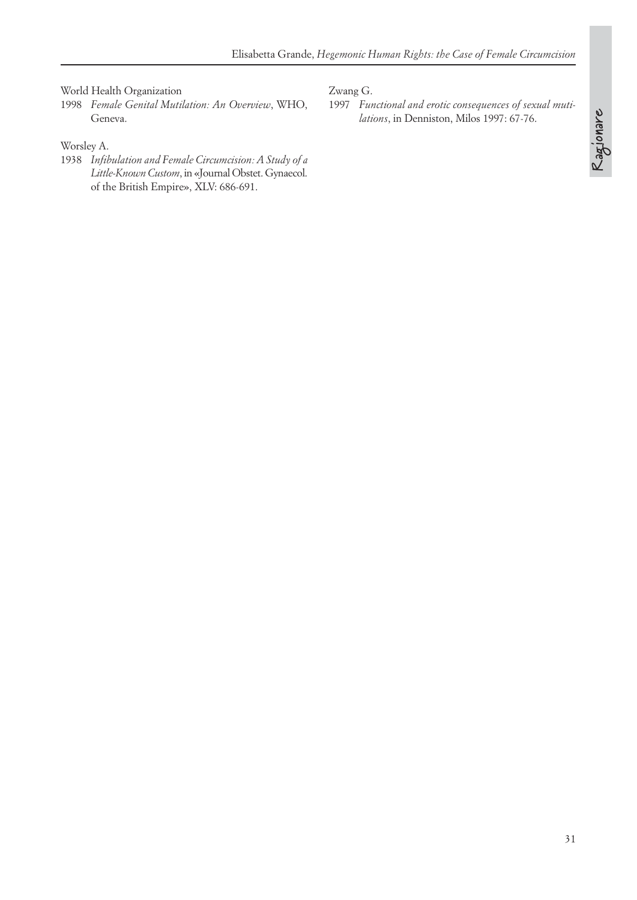World Health Organization

1998 *Female Genital Mutilation: An Overview*, WHO, Geneva.

Worsley A.

1938 *Infibulation and Female Circumcision: A Study of a Little-Known Custom*, in «Journal Obstet. Gynaecol. of the British Empire», XLV: 686-691.

Zwang G.

1997 *Functional and erotic consequences of sexual mutilations*, in Denniston, Milos 1997: 67-76.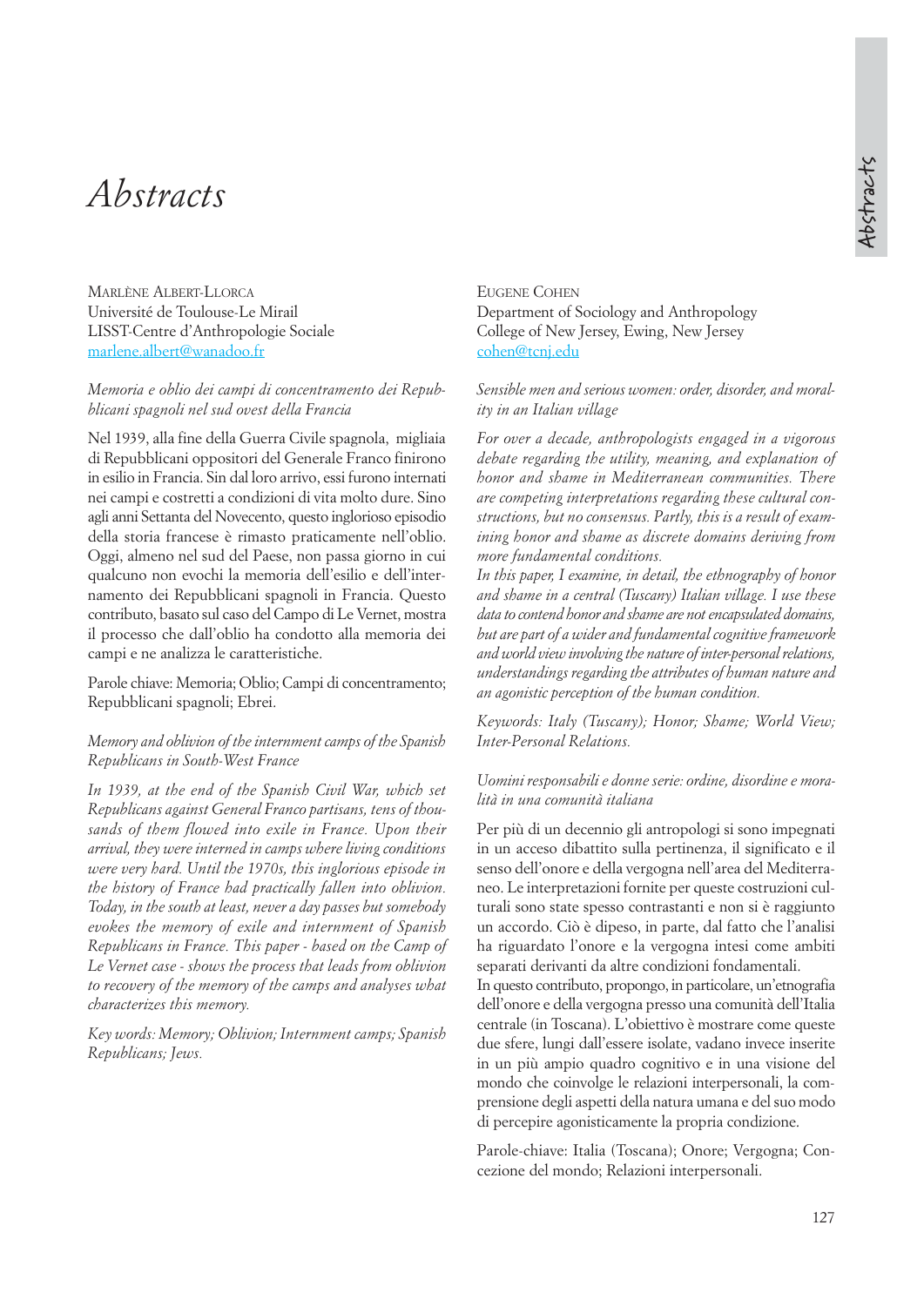# Abstracts

Marlène Albert-Llorca
Université de Toulouse-Le Mirail
LISST-Centre d'Anthropologie Sociale
marlene.albert@wanadoo.fr

*Memoria e oblio dei campi di concentramento dei Repubblicani spagnoli nel sud ovest della Francia*

Nel 1939, alla fine della Guerra Civile spagnola, migliaia di Repubblicani oppositori del Generale Franco finirono in esilio in Francia. Sin dal loro arrivo, essi furono internati nei campi e costretti a condizioni di vita molto dure. Sino agli anni Settanta del Novecento, questo inglorioso episodio della storia francese è rimasto praticamente nell'oblio. Oggi, almeno nel sud del Paese, non passa giorno in cui qualcuno non evochi la memoria dell'esilio e dell'internamento dei Repubblicani spagnoli in Francia. Questo contributo, basato sul caso del Campo di Le Vernet, mostra il processo che dall'oblio ha condotto alla memoria dei campi e ne analizza le caratteristiche.

Parole chiave: Memoria; Oblio; Campi di concentramento; Repubblicani spagnoli; Ebrei.

*Memory and oblivion of the internment camps of the Spanish Republicans in South-West France*

*In 1939, at the end of the Spanish Civil War, which set Republicans against General Franco partisans, tens of thousands of them flowed into exile in France. Upon their arrival, they were interned in camps where living conditions were very hard. Until the 1970s, this inglorious episode in the history of France had practically fallen into oblivion. Today, in the south at least, never a day passes but somebody evokes the memory of exile and internment of Spanish Republicans in France. This paper - based on the Camp of Le Vernet case - shows the process that leads from oblivion to recovery of the memory of the camps and analyses what characterizes this memory.*

*Key words: Memory; Oblivion; Internment camps; Spanish Republicans; Jews.*

Eugene Cohen
Department of Sociology and Anthropology
College of New Jersey, Ewing, New Jersey
cohen@tcnj.edu

*Sensible men and serious women: order, disorder, and morality in an Italian village*

*For over a decade, anthropologists engaged in a vigorous debate regarding the utility, meaning, and explanation of honor and shame in Mediterranean communities. There are competing interpretations regarding these cultural constructions, but no consensus. Partly, this is a result of examining honor and shame as discrete domains deriving from more fundamental conditions.*
*In this paper, I examine, in detail, the ethnography of honor and shame in a central (Tuscany) Italian village. I use these data to contend honor and shame are not encapsulated domains, but are part of a wider and fundamental cognitive framework and world view involving the nature of inter-personal relations, understandings regarding the attributes of human nature and an agonistic perception of the human condition.*

*Keywords: Italy (Tuscany); Honor; Shame; World View; Inter-Personal Relations.*

*Uomini responsabili e donne serie: ordine, disordine e moralità in una comunità italiana*

Per più di un decennio gli antropologi si sono impegnati in un acceso dibattito sulla pertinenza, il significato e il senso dell'onore e della vergogna nell'area del Mediterraneo. Le interpretazioni fornite per queste costruzioni culturali sono state spesso contrastanti e non si è raggiunto un accordo. Ciò è dipeso, in parte, dal fatto che l'analisi ha riguardato l'onore e la vergogna intesi come ambiti separati derivanti da altre condizioni fondamentali.
In questo contributo, propongo, in particolare, un'etnografia dell'onore e della vergogna presso una comunità dell'Italia centrale (in Toscana). L'obiettivo è mostrare come queste due sfere, lungi dall'essere isolate, vadano invece inserite in un più ampio quadro cognitivo e in una visione del mondo che coinvolge le relazioni interpersonali, la comprensione degli aspetti della natura umana e del suo modo di percepire agonisticamente la propria condizione.

Parole-chiave: Italia (Toscana); Onore; Vergogna; Concezione del mondo; Relazioni interpersonali.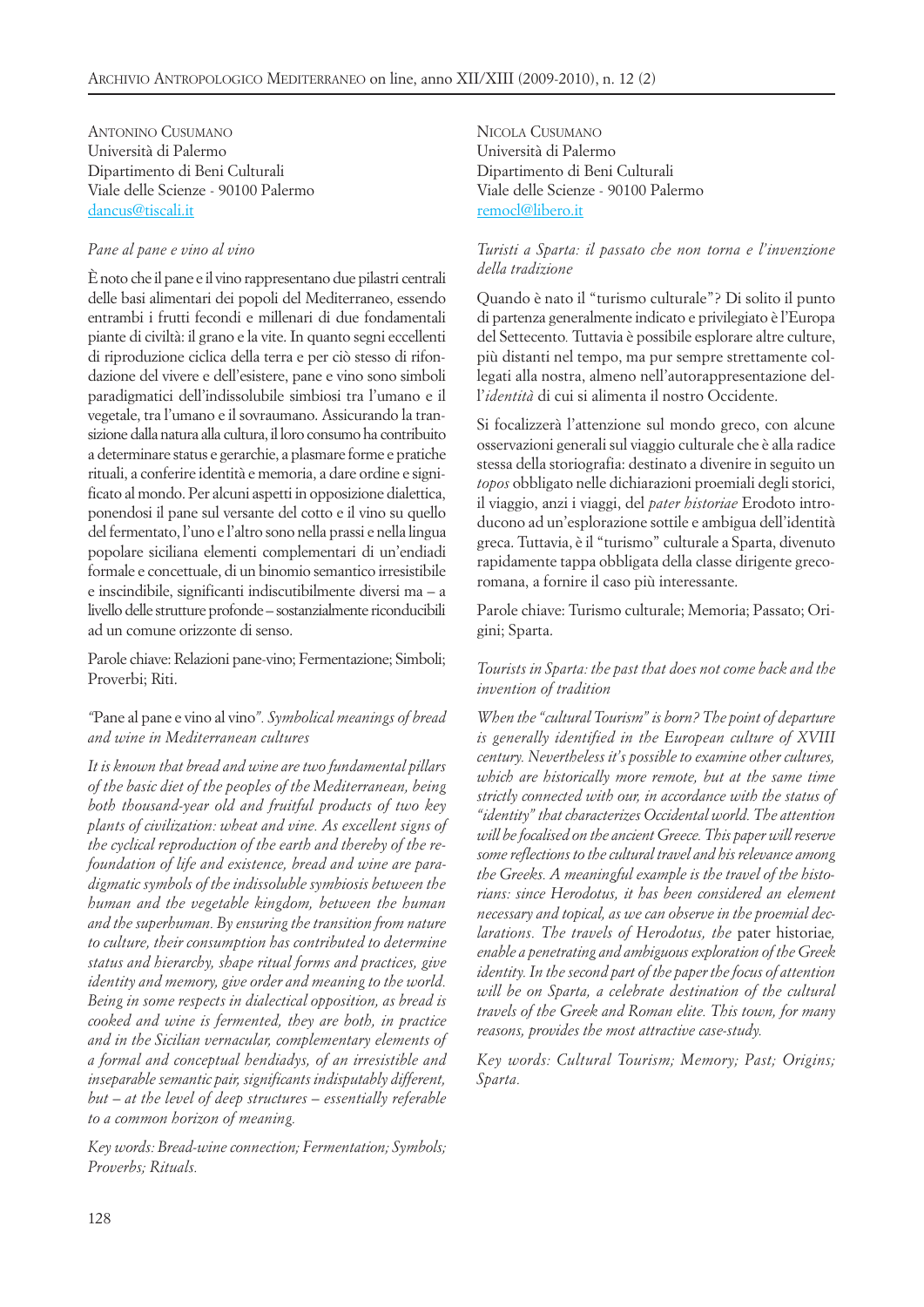ANTONINO CUSUMANO
Università di Palermo
Dipartimento di Beni Culturali
Viale delle Scienze - 90100 Palermo
dancus@tiscali.it

*Pane al pane e vino al vino*

È noto che il pane e il vino rappresentano due pilastri centrali delle basi alimentari dei popoli del Mediterraneo, essendo entrambi i frutti fecondi e millenari di due fondamentali piante di civiltà: il grano e la vite. In quanto segni eccellenti di riproduzione ciclica della terra e per ciò stesso di rifondazione del vivere e dell'esistere, pane e vino sono simboli paradigmatici dell'indissolubile simbiosi tra l'umano e il vegetale, tra l'umano e il sovraumano. Assicurando la transizione dalla natura alla cultura, il loro consumo ha contribuito a determinare status e gerarchie, a plasmare forme e pratiche rituali, a conferire identità e memoria, a dare ordine e significato al mondo. Per alcuni aspetti in opposizione dialettica, ponendosi il pane sul versante del cotto e il vino su quello del fermentato, l'uno e l'altro sono nella prassi e nella lingua popolare siciliana elementi complementari di un'endiadi formale e concettuale, di un binomio semantico irresistibile e inscindibile, significanti indiscutibilmente diversi ma – a livello delle strutture profonde – sostanzialmente riconducibili ad un comune orizzonte di senso.

Parole chiave: Relazioni pane-vino; Fermentazione; Simboli; Proverbi; Riti.

*"*Pane al pane e vino al vino*". Symbolical meanings of bread and wine in Mediterranean cultures*

*It is known that bread and wine are two fundamental pillars of the basic diet of the peoples of the Mediterranean, being both thousand-year old and fruitful products of two key plants of civilization: wheat and vine. As excellent signs of the cyclical reproduction of the earth and thereby of the refoundation of life and existence, bread and wine are paradigmatic symbols of the indissoluble symbiosis between the human and the vegetable kingdom, between the human and the superhuman. By ensuring the transition from nature to culture, their consumption has contributed to determine status and hierarchy, shape ritual forms and practices, give identity and memory, give order and meaning to the world. Being in some respects in dialectical opposition, as bread is cooked and wine is fermented, they are both, in practice and in the Sicilian vernacular, complementary elements of a formal and conceptual hendiadys, of an irresistible and inseparable semantic pair, significants indisputably different, but – at the level of deep structures – essentially referable to a common horizon of meaning.*

*Key words: Bread-wine connection; Fermentation; Symbols; Proverbs; Rituals.*

NICOLA CUSUMANO
Università di Palermo
Dipartimento di Beni Culturali
Viale delle Scienze - 90100 Palermo
remocl@libero.it

*Turisti a Sparta: il passato che non torna e l'invenzione della tradizione*

Quando è nato il "turismo culturale"? Di solito il punto di partenza generalmente indicato e privilegiato è l'Europa del Settecento. Tuttavia è possibile esplorare altre culture, più distanti nel tempo, ma pur sempre strettamente collegati alla nostra, almeno nell'autorappresentazione dell'*identità* di cui si alimenta il nostro Occidente.

Si focalizzerà l'attenzione sul mondo greco, con alcune osservazioni generali sul viaggio culturale che è alla radice stessa della storiografia: destinato a divenire in seguito un *topos* obbligato nelle dichiarazioni proemiali degli storici, il viaggio, anzi i viaggi, del *pater historiae* Erodoto introducono ad un'esplorazione sottile e ambigua dell'identità greca. Tuttavia, è il "turismo" culturale a Sparta, divenuto rapidamente tappa obbligata della classe dirigente greco-romana, a fornire il caso più interessante.

Parole chiave: Turismo culturale; Memoria; Passato; Origini; Sparta.

*Tourists in Sparta: the past that does not come back and the invention of tradition*

*When the "cultural Tourism" is born? The point of departure is generally identified in the European culture of XVIII century. Nevertheless it's possible to examine other cultures, which are historically more remote, but at the same time strictly connected with our, in accordance with the status of "identity" that characterizes Occidental world. The attention will be focalised on the ancient Greece. This paper will reserve some reflections to the cultural travel and his relevance among the Greeks. A meaningful example is the travel of the historians: since Herodotus, it has been considered an element necessary and topical, as we can observe in the proemial declarations. The travels of Herodotus, the* pater historiae*, enable a penetrating and ambiguous exploration of the Greek identity. In the second part of the paper the focus of attention will be on Sparta, a celebrate destination of the cultural travels of the Greek and Roman elite. This town, for many reasons, provides the most attractive case-study.*

*Key words: Cultural Tourism; Memory; Past; Origins; Sparta.*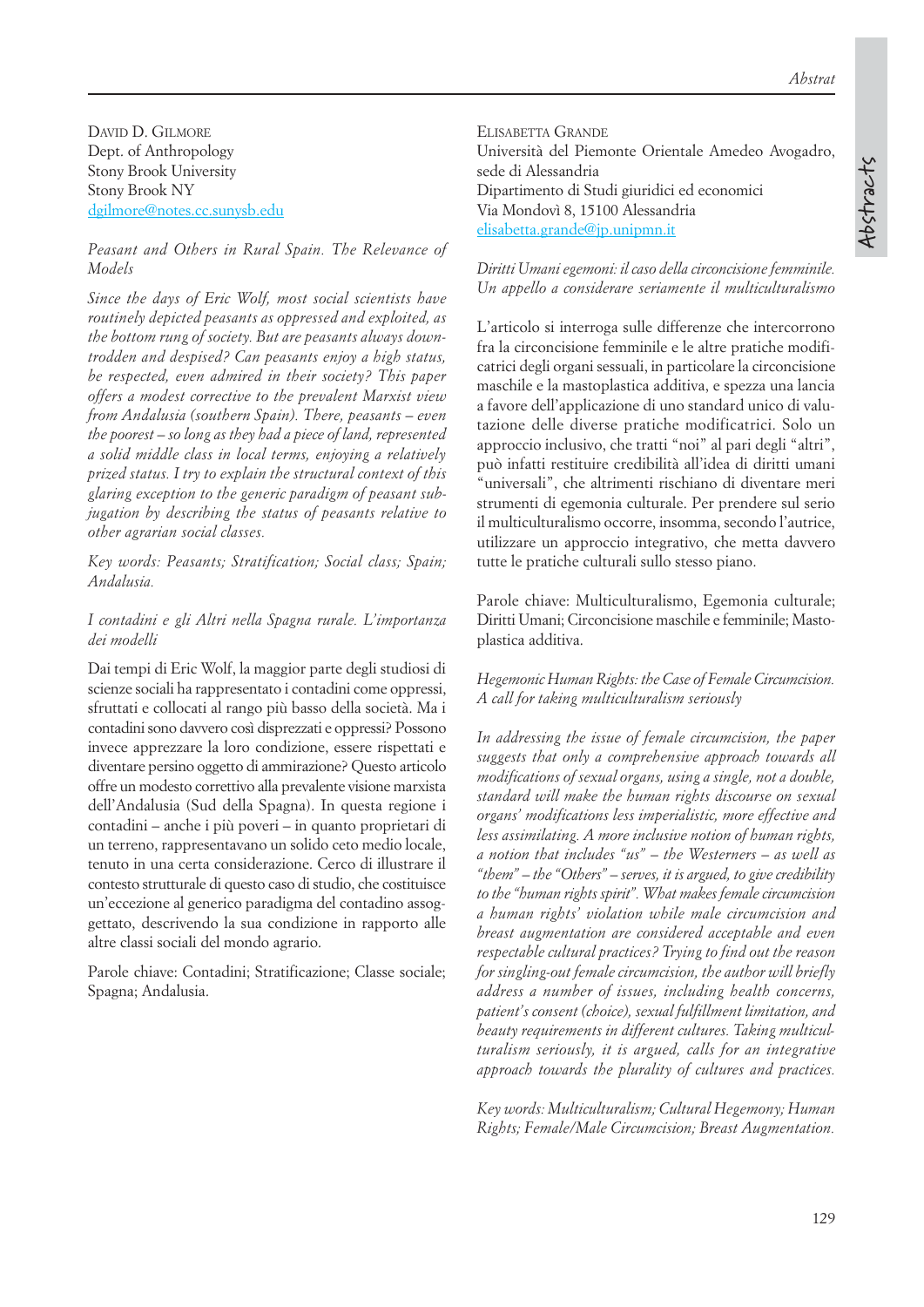David D. Gilmore
Dept. of Anthropology
Stony Brook University
Stony Brook NY
dgilmore@notes.cc.sunysb.edu

*Peasant and Others in Rural Spain. The Relevance of Models*

*Since the days of Eric Wolf, most social scientists have routinely depicted peasants as oppressed and exploited, as the bottom rung of society. But are peasants always downtrodden and despised? Can peasants enjoy a high status, be respected, even admired in their society? This paper offers a modest corrective to the prevalent Marxist view from Andalusia (southern Spain). There, peasants – even the poorest – so long as they had a piece of land, represented a solid middle class in local terms, enjoying a relatively prized status. I try to explain the structural context of this glaring exception to the generic paradigm of peasant subjugation by describing the status of peasants relative to other agrarian social classes.*

*Key words: Peasants; Stratification; Social class; Spain; Andalusia.*

*I contadini e gli Altri nella Spagna rurale. L'importanza dei modelli*

Dai tempi di Eric Wolf, la maggior parte degli studiosi di scienze sociali ha rappresentato i contadini come oppressi, sfruttati e collocati al rango più basso della società. Ma i contadini sono davvero così disprezzati e oppressi? Possono invece apprezzare la loro condizione, essere rispettati e diventare persino oggetto di ammirazione? Questo articolo offre un modesto correttivo alla prevalente visione marxista dell'Andalusia (Sud della Spagna). In questa regione i contadini – anche i più poveri – in quanto proprietari di un terreno, rappresentavano un solido ceto medio locale, tenuto in una certa considerazione. Cerco di illustrare il contesto strutturale di questo caso di studio, che costituisce un'eccezione al generico paradigma del contadino assoggettato, descrivendo la sua condizione in rapporto alle altre classi sociali del mondo agrario.

Parole chiave: Contadini; Stratificazione; Classe sociale; Spagna; Andalusia.

Elisabetta Grande
Università del Piemonte Orientale Amedeo Avogadro, sede di Alessandria
Dipartimento di Studi giuridici ed economici
Via Mondovì 8, 15100 Alessandria
elisabetta.grande@jp.unipmn.it

*Diritti Umani egemoni: il caso della circoncisione femminile. Un appello a considerare seriamente il multiculturalismo*

L'articolo si interroga sulle differenze che intercorrono fra la circoncisione femminile e le altre pratiche modificatrici degli organi sessuali, in particolare la circoncisione maschile e la mastoplastica additiva, e spezza una lancia a favore dell'applicazione di uno standard unico di valutazione delle diverse pratiche modificatrici. Solo un approccio inclusivo, che tratti "noi" al pari degli "altri", può infatti restituire credibilità all'idea di diritti umani "universali", che altrimenti rischiano di diventare meri strumenti di egemonia culturale. Per prendere sul serio il multiculturalismo occorre, insomma, secondo l'autrice, utilizzare un approccio integrativo, che metta davvero tutte le pratiche culturali sullo stesso piano.

Parole chiave: Multiculturalismo, Egemonia culturale; Diritti Umani; Circoncisione maschile e femminile; Mastoplastica additiva.

*Hegemonic Human Rights: the Case of Female Circumcision. A call for taking multiculturalism seriously*

*In addressing the issue of female circumcision, the paper suggests that only a comprehensive approach towards all modifications of sexual organs, using a single, not a double, standard will make the human rights discourse on sexual organs' modifications less imperialistic, more effective and less assimilating. A more inclusive notion of human rights, a notion that includes "us" – the Westerners – as well as "them" – the "Others" – serves, it is argued, to give credibility to the "human rights spirit". What makes female circumcision a human rights' violation while male circumcision and breast augmentation are considered acceptable and even respectable cultural practices? Trying to find out the reason for singling-out female circumcision, the author will briefly address a number of issues, including health concerns, patient's consent (choice), sexual fulfillment limitation, and beauty requirements in different cultures. Taking multiculturalism seriously, it is argued, calls for an integrative approach towards the plurality of cultures and practices.*

*Key words: Multiculturalism; Cultural Hegemony; Human Rights; Female/Male Circumcision; Breast Augmentation.*